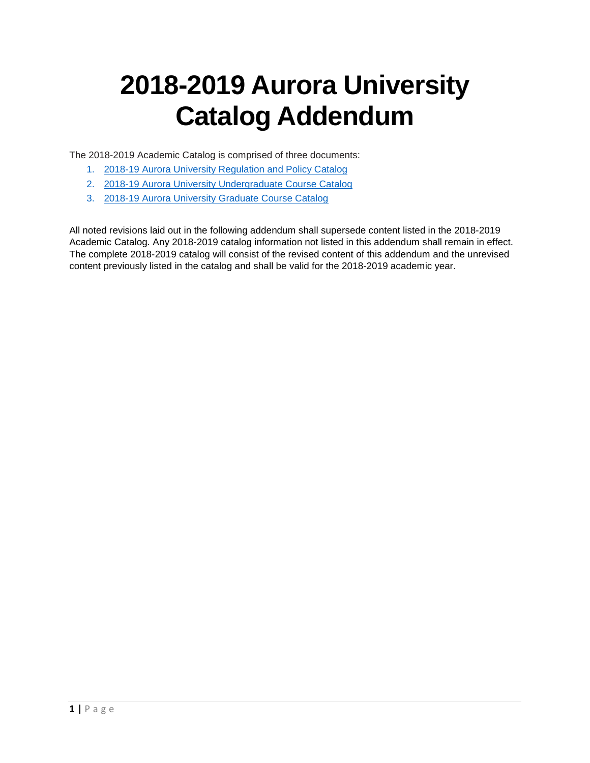# 2018-2019 Aurora University Catalog Addendum

The 2018-2019 Academic Catalog is comprised of three documents:

1. 2018-19 Aurora University Regulation and Policy Catalog
2. 2018-19 Aurora University Undergraduate Course Catalog
3. 2018-19 Aurora University Graduate Course Catalog

All noted revisions laid out in the following addendum shall supersede content listed in the 2018-2019 Academic Catalog. Any 2018-2019 catalog information not listed in this addendum shall remain in effect. The complete 2018-2019 catalog will consist of the revised content of this addendum and the unrevised content previously listed in the catalog and shall be valid for the 2018-2019 academic year.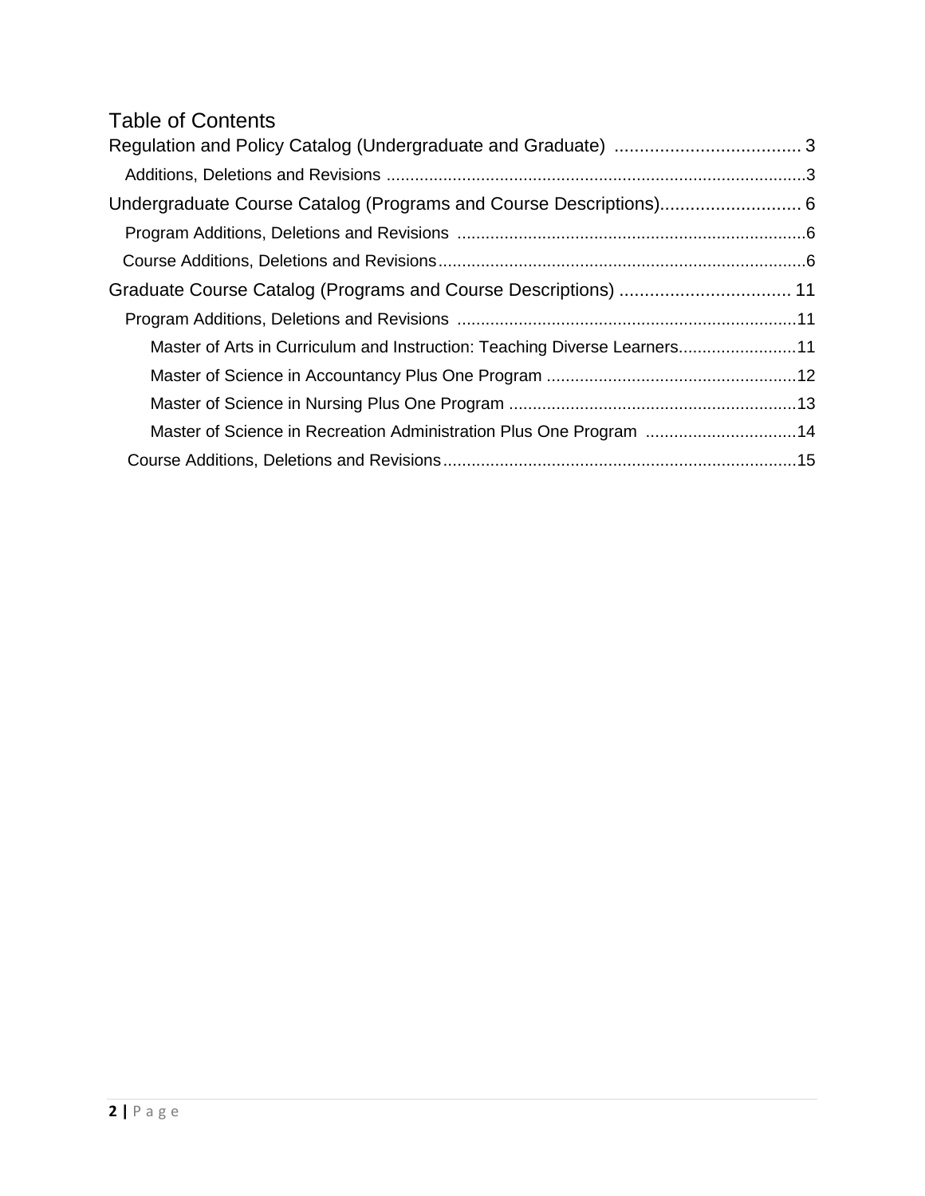# Table of Contents

Regulation and Policy Catalog (Undergraduate and Graduate) ..................................... 3

- Additions, Deletions and Revisions .........................................................................................3

Undergraduate Course Catalog (Programs and Course Descriptions)............................ 6

- Program Additions, Deletions and Revisions ..........................................................................6
- Course Additions, Deletions and Revisions..............................................................................6

Graduate Course Catalog (Programs and Course Descriptions) .................................. 11

- Program Additions, Deletions and Revisions ........................................................................11
  - Master of Arts in Curriculum and Instruction: Teaching Diverse Learners.........................11
  - Master of Science in Accountancy Plus One Program .....................................................12
  - Master of Science in Nursing Plus One Program .............................................................13
  - Master of Science in Recreation Administration Plus One Program ................................14
- Course Additions, Deletions and Revisions............................................................................15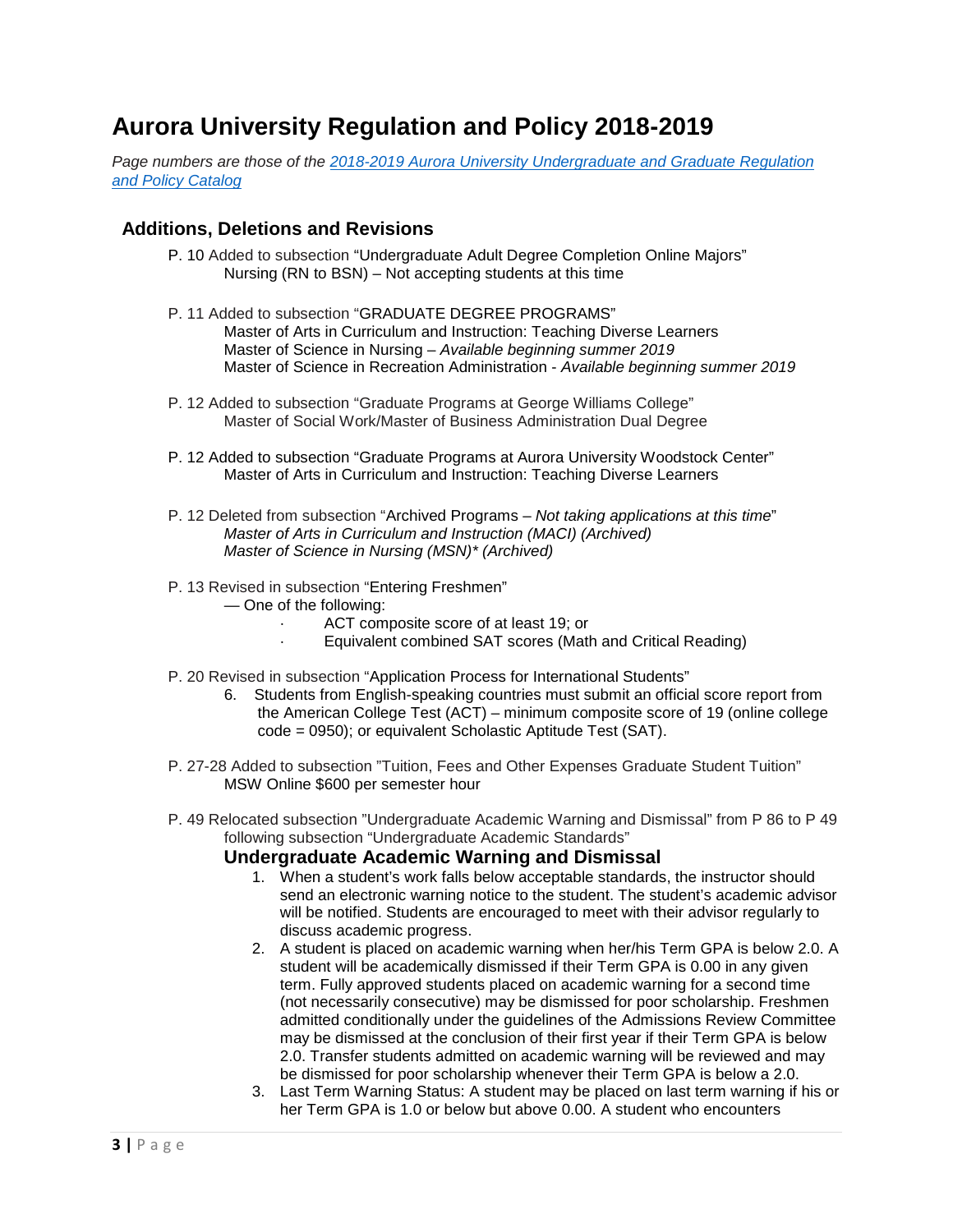# Aurora University Regulation and Policy 2018-2019

*Page numbers are those of the [2018-2019 Aurora University Undergraduate and Graduate Regulation and Policy Catalog](#)*

## Additions, Deletions and Revisions

P. 10 Added to subsection "Undergraduate Adult Degree Completion Online Majors"
Nursing (RN to BSN) – Not accepting students at this time

P. 11 Added to subsection "GRADUATE DEGREE PROGRAMS"
Master of Arts in Curriculum and Instruction: Teaching Diverse Learners
Master of Science in Nursing – *Available beginning summer 2019*
Master of Science in Recreation Administration - *Available beginning summer 2019*

P. 12 Added to subsection "Graduate Programs at George Williams College"
Master of Social Work/Master of Business Administration Dual Degree

P. 12 Added to subsection "Graduate Programs at Aurora University Woodstock Center"
Master of Arts in Curriculum and Instruction: Teaching Diverse Learners

P. 12 Deleted from subsection "Archived Programs – *Not taking applications at this time*"
*Master of Arts in Curriculum and Instruction (MACI) (Archived)*
*Master of Science in Nursing (MSN)* (Archived)*

P. 13 Revised in subsection "Entering Freshmen"
— One of the following:

- ACT composite score of at least 19; or
- Equivalent combined SAT scores (Math and Critical Reading)

P. 20 Revised in subsection "Application Process for International Students"

6. Students from English-speaking countries must submit an official score report from the American College Test (ACT) – minimum composite score of 19 (online college code = 0950); or equivalent Scholastic Aptitude Test (SAT).

P. 27-28 Added to subsection "Tuition, Fees and Other Expenses Graduate Student Tuition"
MSW Online $600 per semester hour

P. 49 Relocated subsection "Undergraduate Academic Warning and Dismissal" from P 86 to P 49 following subsection "Undergraduate Academic Standards"

### Undergraduate Academic Warning and Dismissal

1. When a student's work falls below acceptable standards, the instructor should send an electronic warning notice to the student. The student's academic advisor will be notified. Students are encouraged to meet with their advisor regularly to discuss academic progress.
2. A student is placed on academic warning when her/his Term GPA is below 2.0. A student will be academically dismissed if their Term GPA is 0.00 in any given term. Fully approved students placed on academic warning for a second time (not necessarily consecutive) may be dismissed for poor scholarship. Freshmen admitted conditionally under the guidelines of the Admissions Review Committee may be dismissed at the conclusion of their first year if their Term GPA is below 2.0. Transfer students admitted on academic warning will be reviewed and may be dismissed for poor scholarship whenever their Term GPA is below a 2.0.
3. Last Term Warning Status: A student may be placed on last term warning if his or her Term GPA is 1.0 or below but above 0.00. A student who encounters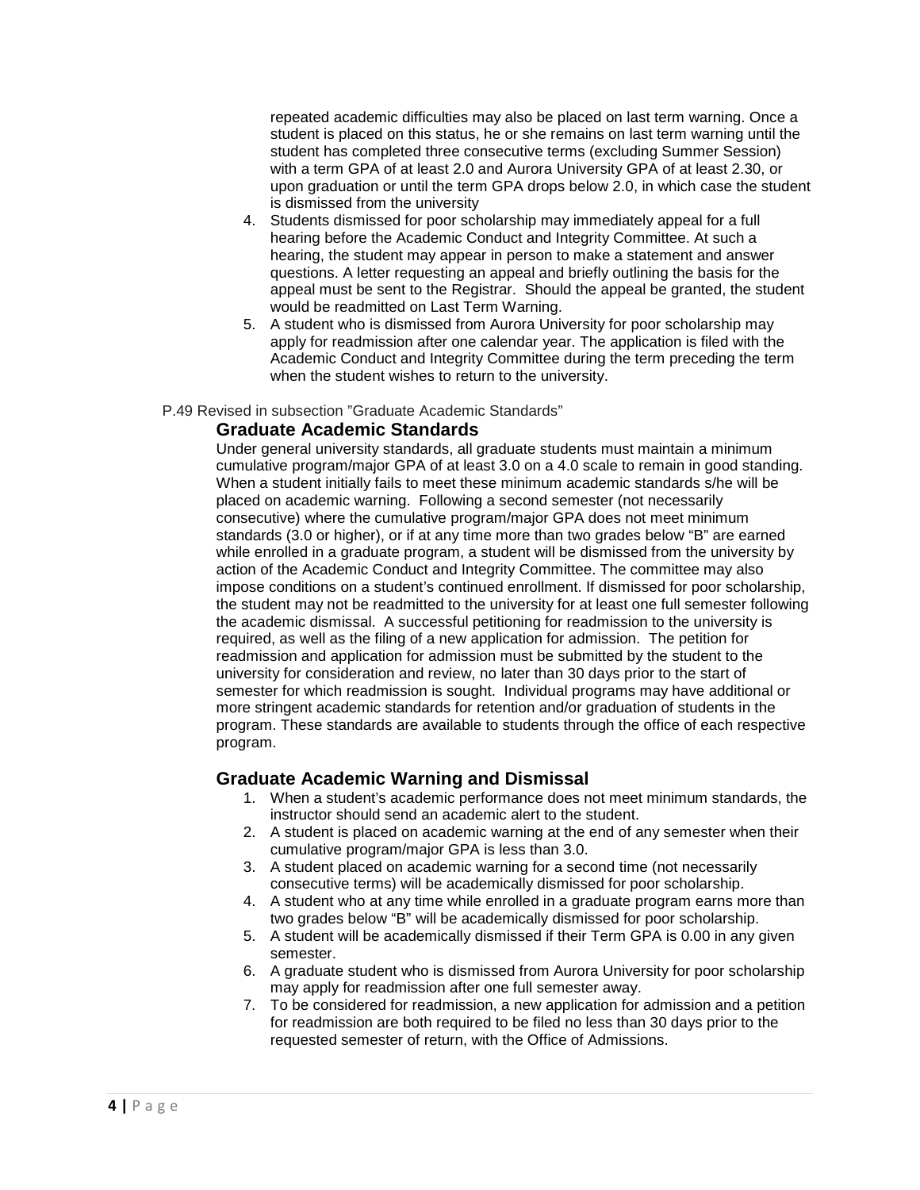repeated academic difficulties may also be placed on last term warning. Once a student is placed on this status, he or she remains on last term warning until the student has completed three consecutive terms (excluding Summer Session) with a term GPA of at least 2.0 and Aurora University GPA of at least 2.30, or upon graduation or until the term GPA drops below 2.0, in which case the student is dismissed from the university

4. Students dismissed for poor scholarship may immediately appeal for a full hearing before the Academic Conduct and Integrity Committee. At such a hearing, the student may appear in person to make a statement and answer questions. A letter requesting an appeal and briefly outlining the basis for the appeal must be sent to the Registrar. Should the appeal be granted, the student would be readmitted on Last Term Warning.
5. A student who is dismissed from Aurora University for poor scholarship may apply for readmission after one calendar year. The application is filed with the Academic Conduct and Integrity Committee during the term preceding the term when the student wishes to return to the university.

P.49 Revised in subsection "Graduate Academic Standards"

## Graduate Academic Standards

Under general university standards, all graduate students must maintain a minimum cumulative program/major GPA of at least 3.0 on a 4.0 scale to remain in good standing. When a student initially fails to meet these minimum academic standards s/he will be placed on academic warning. Following a second semester (not necessarily consecutive) where the cumulative program/major GPA does not meet minimum standards (3.0 or higher), or if at any time more than two grades below "B" are earned while enrolled in a graduate program, a student will be dismissed from the university by action of the Academic Conduct and Integrity Committee. The committee may also impose conditions on a student's continued enrollment. If dismissed for poor scholarship, the student may not be readmitted to the university for at least one full semester following the academic dismissal. A successful petitioning for readmission to the university is required, as well as the filing of a new application for admission. The petition for readmission and application for admission must be submitted by the student to the university for consideration and review, no later than 30 days prior to the start of semester for which readmission is sought. Individual programs may have additional or more stringent academic standards for retention and/or graduation of students in the program. These standards are available to students through the office of each respective program.

## Graduate Academic Warning and Dismissal

1. When a student's academic performance does not meet minimum standards, the instructor should send an academic alert to the student.
2. A student is placed on academic warning at the end of any semester when their cumulative program/major GPA is less than 3.0.
3. A student placed on academic warning for a second time (not necessarily consecutive terms) will be academically dismissed for poor scholarship.
4. A student who at any time while enrolled in a graduate program earns more than two grades below "B" will be academically dismissed for poor scholarship.
5. A student will be academically dismissed if their Term GPA is 0.00 in any given semester.
6. A graduate student who is dismissed from Aurora University for poor scholarship may apply for readmission after one full semester away.
7. To be considered for readmission, a new application for admission and a petition for readmission are both required to be filed no less than 30 days prior to the requested semester of return, with the Office of Admissions.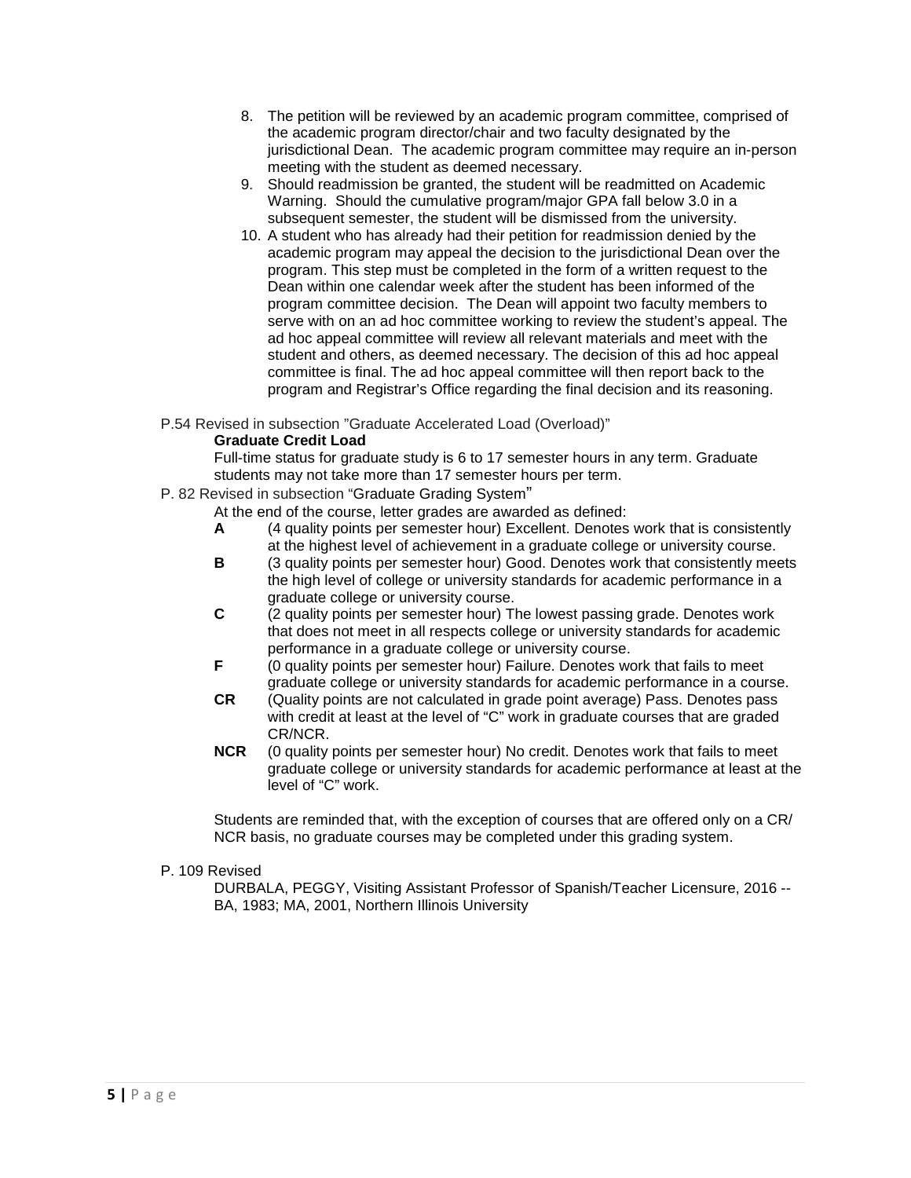8. The petition will be reviewed by an academic program committee, comprised of the academic program director/chair and two faculty designated by the jurisdictional Dean. The academic program committee may require an in-person meeting with the student as deemed necessary.
9. Should readmission be granted, the student will be readmitted on Academic Warning. Should the cumulative program/major GPA fall below 3.0 in a subsequent semester, the student will be dismissed from the university.
10. A student who has already had their petition for readmission denied by the academic program may appeal the decision to the jurisdictional Dean over the program. This step must be completed in the form of a written request to the Dean within one calendar week after the student has been informed of the program committee decision. The Dean will appoint two faculty members to serve with on an ad hoc committee working to review the student's appeal. The ad hoc appeal committee will review all relevant materials and meet with the student and others, as deemed necessary. The decision of this ad hoc appeal committee is final. The ad hoc appeal committee will then report back to the program and Registrar's Office regarding the final decision and its reasoning.

P.54 Revised in subsection "Graduate Accelerated Load (Overload)"

**Graduate Credit Load**

Full-time status for graduate study is 6 to 17 semester hours in any term. Graduate students may not take more than 17 semester hours per term.

P. 82 Revised in subsection "Graduate Grading System"

At the end of the course, letter grades are awarded as defined:

- **A** (4 quality points per semester hour) Excellent. Denotes work that is consistently at the highest level of achievement in a graduate college or university course.
- **B** (3 quality points per semester hour) Good. Denotes work that consistently meets the high level of college or university standards for academic performance in a graduate college or university course.
- **C** (2 quality points per semester hour) The lowest passing grade. Denotes work that does not meet in all respects college or university standards for academic performance in a graduate college or university course.
- **F** (0 quality points per semester hour) Failure. Denotes work that fails to meet graduate college or university standards for academic performance in a course.
- **CR** (Quality points are not calculated in grade point average) Pass. Denotes pass with credit at least at the level of "C" work in graduate courses that are graded CR/NCR.
- **NCR** (0 quality points per semester hour) No credit. Denotes work that fails to meet graduate college or university standards for academic performance at least at the level of "C" work.

Students are reminded that, with the exception of courses that are offered only on a CR/NCR basis, no graduate courses may be completed under this grading system.

P. 109 Revised

DURBALA, PEGGY, Visiting Assistant Professor of Spanish/Teacher Licensure, 2016 -- BA, 1983; MA, 2001, Northern Illinois University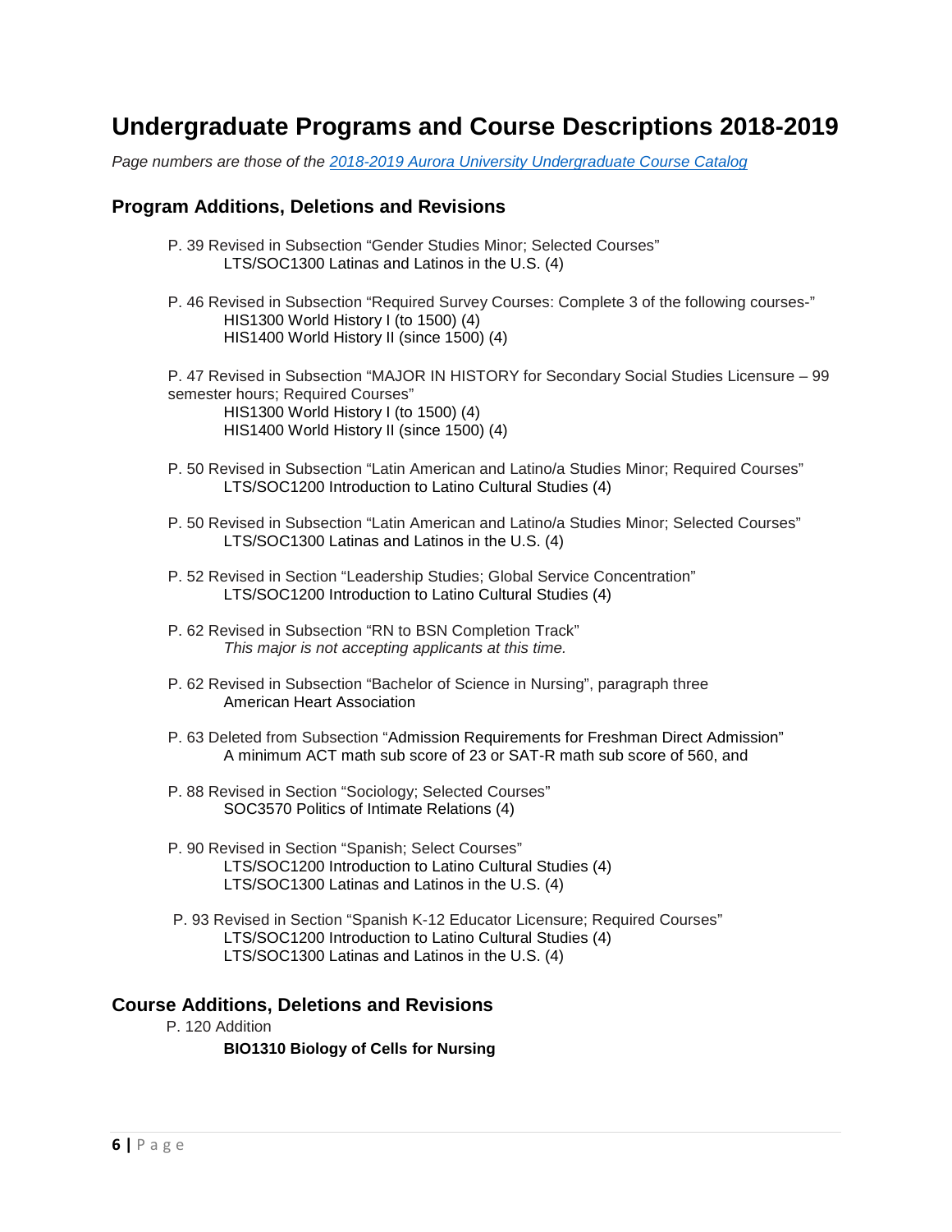# Undergraduate Programs and Course Descriptions 2018-2019

*Page numbers are those of the [2018-2019 Aurora University Undergraduate Course Catalog]()*

## Program Additions, Deletions and Revisions

P. 39 Revised in Subsection "Gender Studies Minor; Selected Courses"
  LTS/SOC1300 Latinas and Latinos in the U.S. (4)

P. 46 Revised in Subsection "Required Survey Courses: Complete 3 of the following courses-"
  HIS1300 World History I (to 1500) (4)
  HIS1400 World History II (since 1500) (4)

P. 47 Revised in Subsection "MAJOR IN HISTORY for Secondary Social Studies Licensure – 99 semester hours; Required Courses"
  HIS1300 World History I (to 1500) (4)
  HIS1400 World History II (since 1500) (4)

P. 50 Revised in Subsection "Latin American and Latino/a Studies Minor; Required Courses"
  LTS/SOC1200 Introduction to Latino Cultural Studies (4)

P. 50 Revised in Subsection "Latin American and Latino/a Studies Minor; Selected Courses"
  LTS/SOC1300 Latinas and Latinos in the U.S. (4)

P. 52 Revised in Section "Leadership Studies; Global Service Concentration"
  LTS/SOC1200 Introduction to Latino Cultural Studies (4)

P. 62 Revised in Subsection "RN to BSN Completion Track"
  *This major is not accepting applicants at this time.*

P. 62 Revised in Subsection "Bachelor of Science in Nursing", paragraph three
  American Heart Association

P. 63 Deleted from Subsection "Admission Requirements for Freshman Direct Admission"
  A minimum ACT math sub score of 23 or SAT-R math sub score of 560, and

P. 88 Revised in Section "Sociology; Selected Courses"
  SOC3570 Politics of Intimate Relations (4)

P. 90 Revised in Section "Spanish; Select Courses"
  LTS/SOC1200 Introduction to Latino Cultural Studies (4)
  LTS/SOC1300 Latinas and Latinos in the U.S. (4)

P. 93 Revised in Section "Spanish K-12 Educator Licensure; Required Courses"
  LTS/SOC1200 Introduction to Latino Cultural Studies (4)
  LTS/SOC1300 Latinas and Latinos in the U.S. (4)

## Course Additions, Deletions and Revisions

P. 120 Addition

**BIO1310 Biology of Cells for Nursing**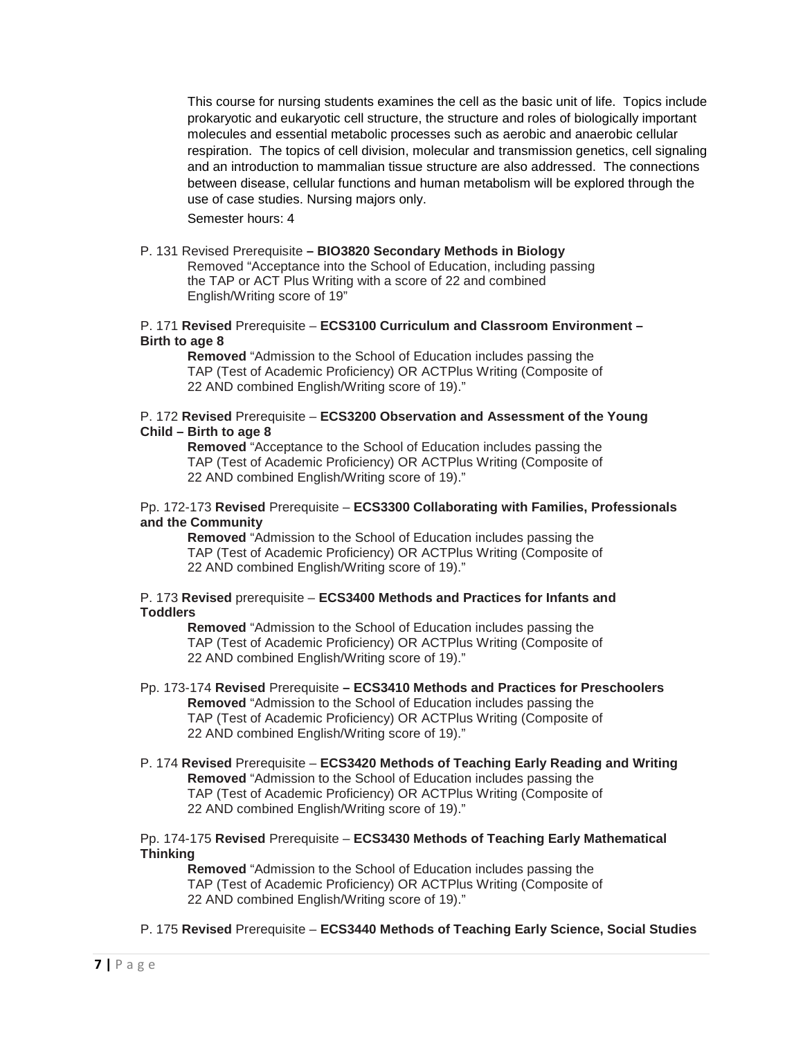This course for nursing students examines the cell as the basic unit of life. Topics include prokaryotic and eukaryotic cell structure, the structure and roles of biologically important molecules and essential metabolic processes such as aerobic and anaerobic cellular respiration. The topics of cell division, molecular and transmission genetics, cell signaling and an introduction to mammalian tissue structure are also addressed. The connections between disease, cellular functions and human metabolism will be explored through the use of case studies. Nursing majors only.

Semester hours: 4

P. 131 Revised Prerequisite **– BIO3820 Secondary Methods in Biology**

Removed "Acceptance into the School of Education, including passing the TAP or ACT Plus Writing with a score of 22 and combined English/Writing score of 19"

P. 171 **Revised** Prerequisite – **ECS3100 Curriculum and Classroom Environment – Birth to age 8**

**Removed** "Admission to the School of Education includes passing the TAP (Test of Academic Proficiency) OR ACTPlus Writing (Composite of 22 AND combined English/Writing score of 19)."

P. 172 **Revised** Prerequisite – **ECS3200 Observation and Assessment of the Young Child – Birth to age 8**

**Removed** "Acceptance to the School of Education includes passing the TAP (Test of Academic Proficiency) OR ACTPlus Writing (Composite of 22 AND combined English/Writing score of 19)."

Pp. 172-173 **Revised** Prerequisite – **ECS3300 Collaborating with Families, Professionals and the Community**

**Removed** "Admission to the School of Education includes passing the TAP (Test of Academic Proficiency) OR ACTPlus Writing (Composite of 22 AND combined English/Writing score of 19)."

P. 173 **Revised** prerequisite – **ECS3400 Methods and Practices for Infants and Toddlers**

**Removed** "Admission to the School of Education includes passing the TAP (Test of Academic Proficiency) OR ACTPlus Writing (Composite of 22 AND combined English/Writing score of 19)."

Pp. 173-174 **Revised** Prerequisite **– ECS3410 Methods and Practices for Preschoolers**

**Removed** "Admission to the School of Education includes passing the TAP (Test of Academic Proficiency) OR ACTPlus Writing (Composite of 22 AND combined English/Writing score of 19)."

P. 174 **Revised** Prerequisite – **ECS3420 Methods of Teaching Early Reading and Writing**

**Removed** "Admission to the School of Education includes passing the TAP (Test of Academic Proficiency) OR ACTPlus Writing (Composite of 22 AND combined English/Writing score of 19)."

Pp. 174-175 **Revised** Prerequisite – **ECS3430 Methods of Teaching Early Mathematical Thinking**

**Removed** "Admission to the School of Education includes passing the TAP (Test of Academic Proficiency) OR ACTPlus Writing (Composite of 22 AND combined English/Writing score of 19)."

P. 175 **Revised** Prerequisite – **ECS3440 Methods of Teaching Early Science, Social Studies**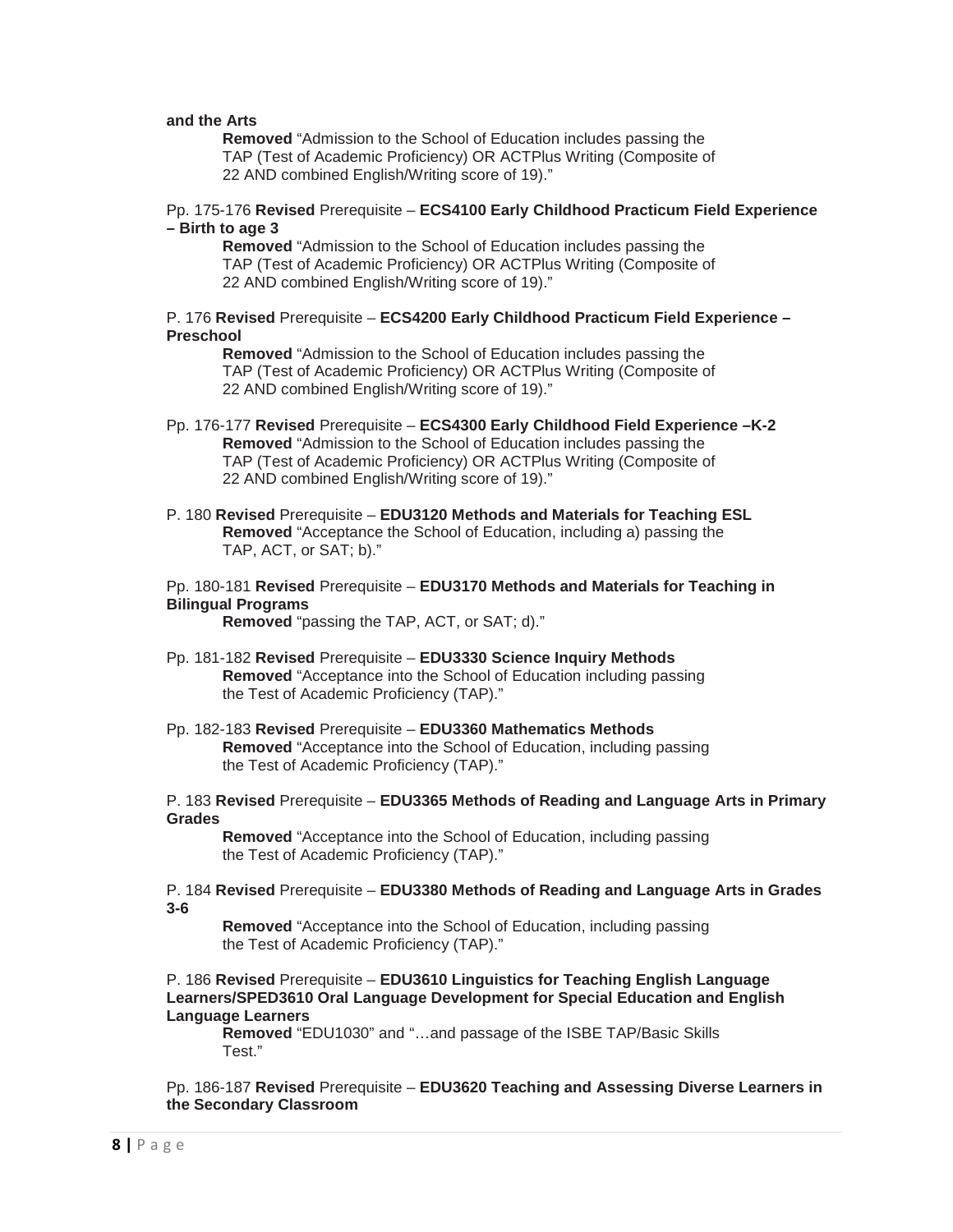**and the Arts**

> **Removed** "Admission to the School of Education includes passing the TAP (Test of Academic Proficiency) OR ACTPlus Writing (Composite of 22 AND combined English/Writing score of 19)."

Pp. 175-176 **Revised** Prerequisite – **ECS4100 Early Childhood Practicum Field Experience – Birth to age 3**

> **Removed** "Admission to the School of Education includes passing the TAP (Test of Academic Proficiency) OR ACTPlus Writing (Composite of 22 AND combined English/Writing score of 19)."

P. 176 **Revised** Prerequisite – **ECS4200 Early Childhood Practicum Field Experience – Preschool**

> **Removed** "Admission to the School of Education includes passing the TAP (Test of Academic Proficiency) OR ACTPlus Writing (Composite of 22 AND combined English/Writing score of 19)."

Pp. 176-177 **Revised** Prerequisite – **ECS4300 Early Childhood Field Experience –K-2**

> **Removed** "Admission to the School of Education includes passing the TAP (Test of Academic Proficiency) OR ACTPlus Writing (Composite of 22 AND combined English/Writing score of 19)."

P. 180 **Revised** Prerequisite – **EDU3120 Methods and Materials for Teaching ESL**

> **Removed** "Acceptance the School of Education, including a) passing the TAP, ACT, or SAT; b)."

Pp. 180-181 **Revised** Prerequisite – **EDU3170 Methods and Materials for Teaching in Bilingual Programs**

> **Removed** "passing the TAP, ACT, or SAT; d)."

Pp. 181-182 **Revised** Prerequisite – **EDU3330 Science Inquiry Methods**

> **Removed** "Acceptance into the School of Education including passing the Test of Academic Proficiency (TAP)."

Pp. 182-183 **Revised** Prerequisite – **EDU3360 Mathematics Methods**

> **Removed** "Acceptance into the School of Education, including passing the Test of Academic Proficiency (TAP)."

P. 183 **Revised** Prerequisite – **EDU3365 Methods of Reading and Language Arts in Primary Grades**

> **Removed** "Acceptance into the School of Education, including passing the Test of Academic Proficiency (TAP)."

P. 184 **Revised** Prerequisite – **EDU3380 Methods of Reading and Language Arts in Grades 3-6**

> **Removed** "Acceptance into the School of Education, including passing the Test of Academic Proficiency (TAP)."

P. 186 **Revised** Prerequisite – **EDU3610 Linguistics for Teaching English Language Learners/SPED3610 Oral Language Development for Special Education and English Language Learners**

> **Removed** "EDU1030" and "…and passage of the ISBE TAP/Basic Skills Test."

Pp. 186-187 **Revised** Prerequisite – **EDU3620 Teaching and Assessing Diverse Learners in the Secondary Classroom**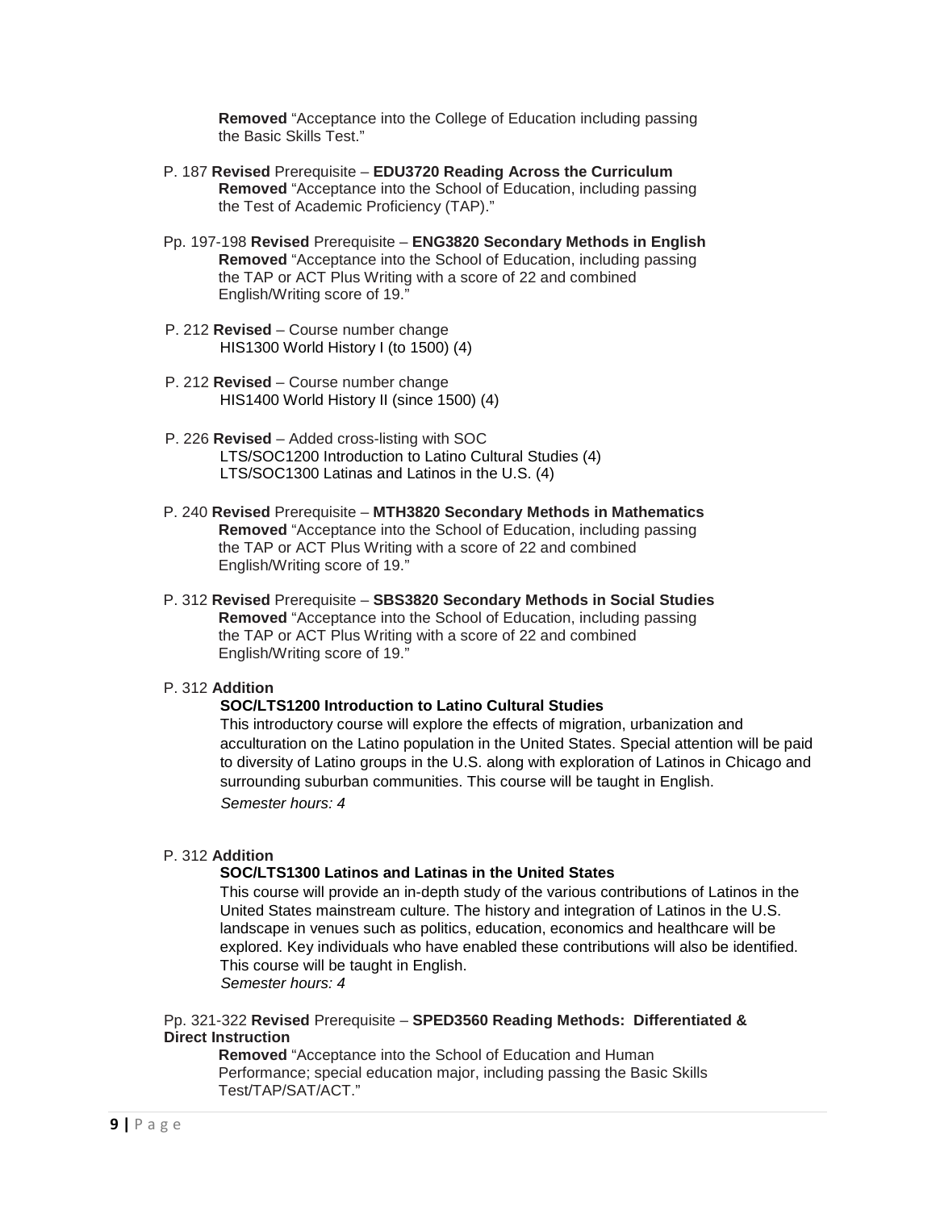**Removed** “Acceptance into the College of Education including passing the Basic Skills Test.”

P. 187 **Revised** Prerequisite – **EDU3720 Reading Across the Curriculum**
**Removed** “Acceptance into the School of Education, including passing the Test of Academic Proficiency (TAP).”

Pp. 197-198 **Revised** Prerequisite – **ENG3820 Secondary Methods in English**
**Removed** “Acceptance into the School of Education, including passing the TAP or ACT Plus Writing with a score of 22 and combined English/Writing score of 19.”

P. 212 **Revised** – Course number change
HIS1300 World History I (to 1500) (4)

P. 212 **Revised** – Course number change
HIS1400 World History II (since 1500) (4)

P. 226 **Revised** – Added cross-listing with SOC
LTS/SOC1200 Introduction to Latino Cultural Studies (4)
LTS/SOC1300 Latinas and Latinos in the U.S. (4)

P. 240 **Revised** Prerequisite – **MTH3820 Secondary Methods in Mathematics**
**Removed** “Acceptance into the School of Education, including passing the TAP or ACT Plus Writing with a score of 22 and combined English/Writing score of 19.”

P. 312 **Revised** Prerequisite – **SBS3820 Secondary Methods in Social Studies**
**Removed** “Acceptance into the School of Education, including passing the TAP or ACT Plus Writing with a score of 22 and combined English/Writing score of 19.”

P. 312 **Addition**

**SOC/LTS1200 Introduction to Latino Cultural Studies**

This introductory course will explore the effects of migration, urbanization and acculturation on the Latino population in the United States. Special attention will be paid to diversity of Latino groups in the U.S. along with exploration of Latinos in Chicago and surrounding suburban communities. This course will be taught in English.
*Semester hours: 4*

P. 312 **Addition**

**SOC/LTS1300 Latinos and Latinas in the United States**

This course will provide an in-depth study of the various contributions of Latinos in the United States mainstream culture. The history and integration of Latinos in the U.S. landscape in venues such as politics, education, economics and healthcare will be explored. Key individuals who have enabled these contributions will also be identified. This course will be taught in English.
*Semester hours: 4*

Pp. 321-322 **Revised** Prerequisite – **SPED3560 Reading Methods: Differentiated & Direct Instruction**
**Removed** “Acceptance into the School of Education and Human Performance; special education major, including passing the Basic Skills Test/TAP/SAT/ACT.”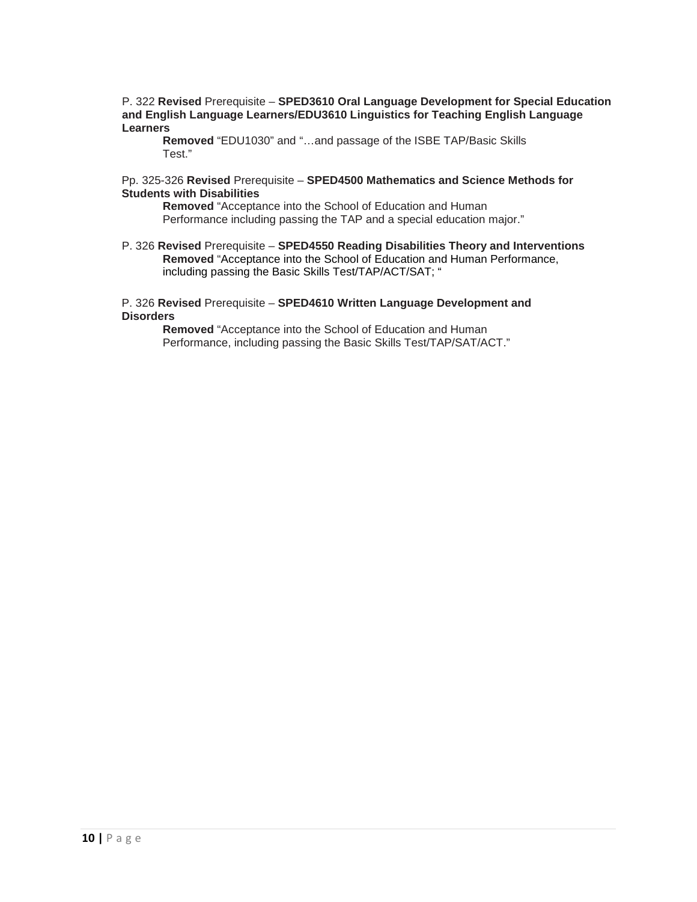P. 322 **Revised** Prerequisite – **SPED3610 Oral Language Development for Special Education and English Language Learners/EDU3610 Linguistics for Teaching English Language Learners**

> **Removed** "EDU1030" and "…and passage of the ISBE TAP/Basic Skills Test."

Pp. 325-326 **Revised** Prerequisite – **SPED4500 Mathematics and Science Methods for Students with Disabilities**

> **Removed** "Acceptance into the School of Education and Human Performance including passing the TAP and a special education major."

P. 326 **Revised** Prerequisite – **SPED4550 Reading Disabilities Theory and Interventions**

> **Removed** "Acceptance into the School of Education and Human Performance, including passing the Basic Skills Test/TAP/ACT/SAT; "

P. 326 **Revised** Prerequisite – **SPED4610 Written Language Development and Disorders**

> **Removed** "Acceptance into the School of Education and Human Performance, including passing the Basic Skills Test/TAP/SAT/ACT."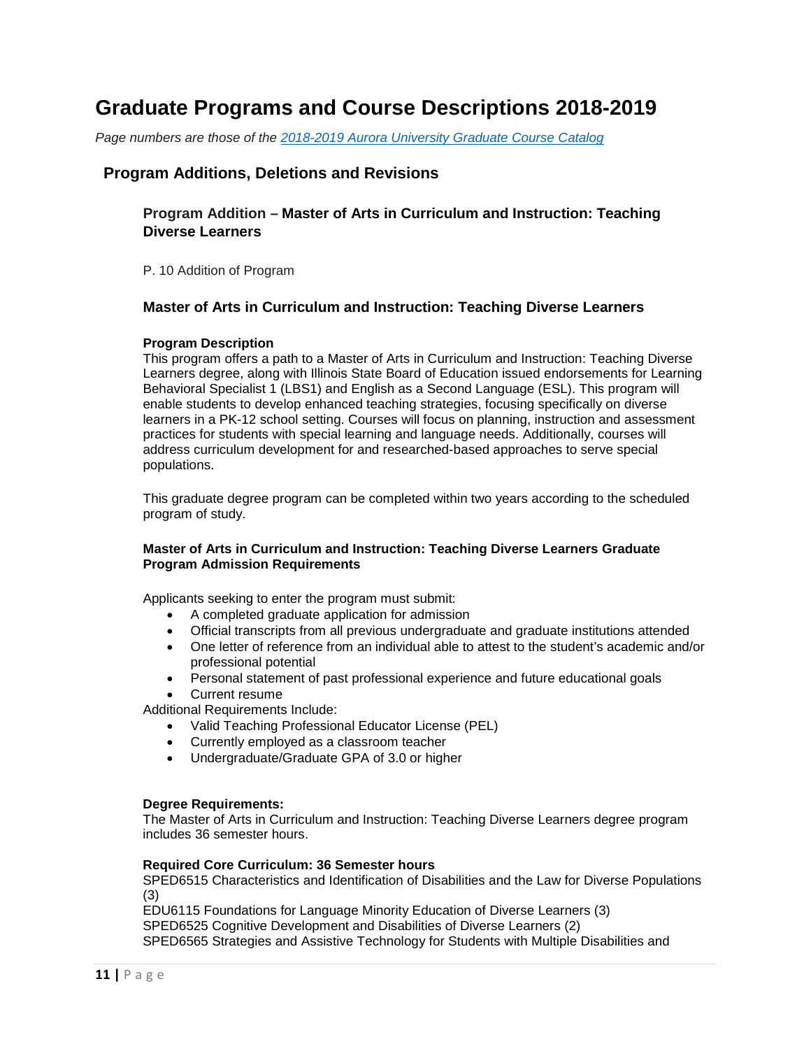# Graduate Programs and Course Descriptions 2018-2019

*Page numbers are those of the [2018-2019 Aurora University Graduate Course Catalog]()*

## Program Additions, Deletions and Revisions

### Program Addition – Master of Arts in Curriculum and Instruction: Teaching Diverse Learners

P. 10 Addition of Program

### Master of Arts in Curriculum and Instruction: Teaching Diverse Learners

**Program Description**
This program offers a path to a Master of Arts in Curriculum and Instruction: Teaching Diverse Learners degree, along with Illinois State Board of Education issued endorsements for Learning Behavioral Specialist 1 (LBS1) and English as a Second Language (ESL). This program will enable students to develop enhanced teaching strategies, focusing specifically on diverse learners in a PK-12 school setting. Courses will focus on planning, instruction and assessment practices for students with special learning and language needs. Additionally, courses will address curriculum development for and researched-based approaches to serve special populations.

This graduate degree program can be completed within two years according to the scheduled program of study.

**Master of Arts in Curriculum and Instruction: Teaching Diverse Learners Graduate Program Admission Requirements**

Applicants seeking to enter the program must submit:

- A completed graduate application for admission
- Official transcripts from all previous undergraduate and graduate institutions attended
- One letter of reference from an individual able to attest to the student's academic and/or professional potential
- Personal statement of past professional experience and future educational goals
- Current resume

Additional Requirements Include:

- Valid Teaching Professional Educator License (PEL)
- Currently employed as a classroom teacher
- Undergraduate/Graduate GPA of 3.0 or higher

**Degree Requirements:**
The Master of Arts in Curriculum and Instruction: Teaching Diverse Learners degree program includes 36 semester hours.

**Required Core Curriculum: 36 Semester hours**
SPED6515 Characteristics and Identification of Disabilities and the Law for Diverse Populations (3)
EDU6115 Foundations for Language Minority Education of Diverse Learners (3)
SPED6525 Cognitive Development and Disabilities of Diverse Learners (2)
SPED6565 Strategies and Assistive Technology for Students with Multiple Disabilities and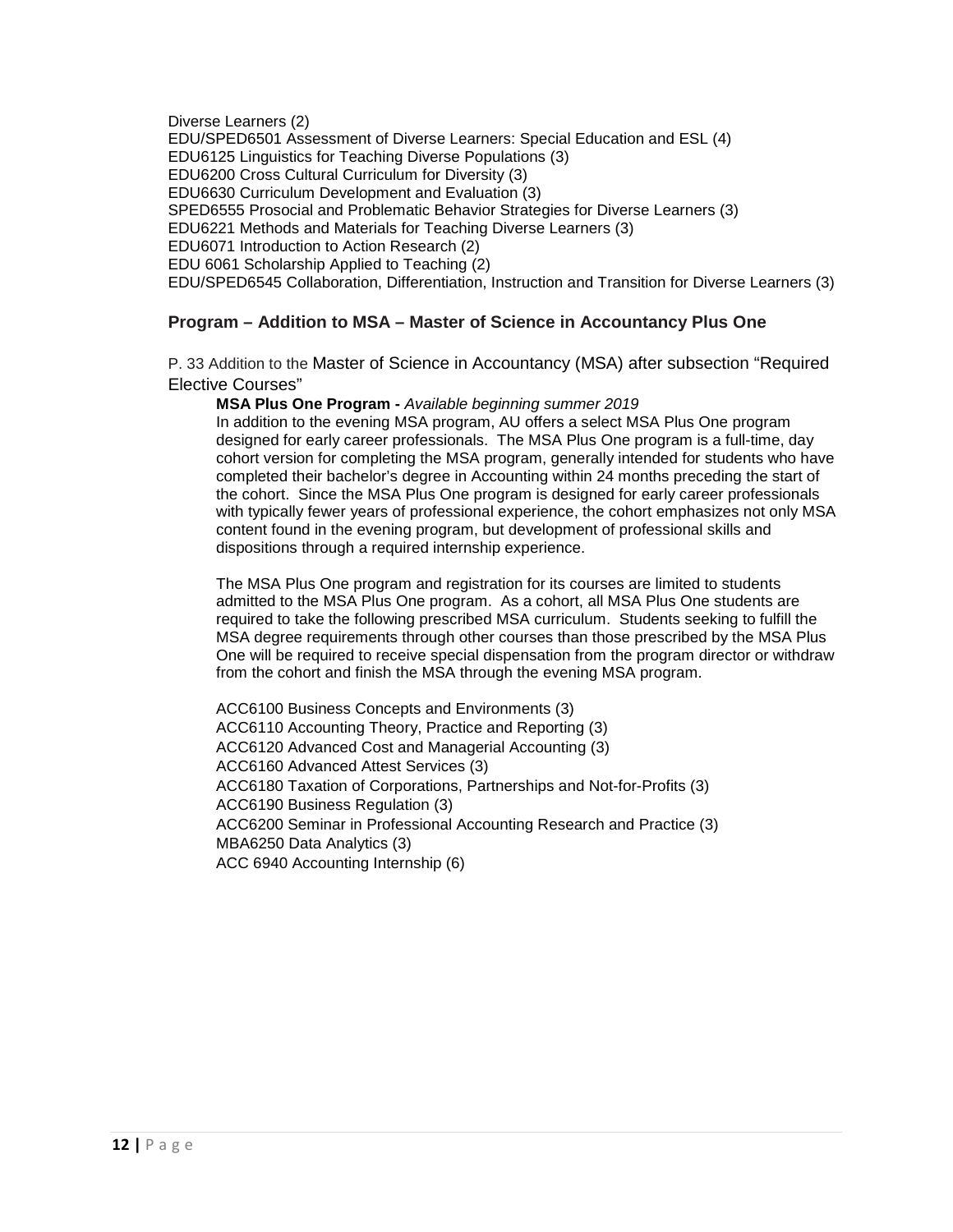Diverse Learners (2)
EDU/SPED6501 Assessment of Diverse Learners: Special Education and ESL (4)
EDU6125 Linguistics for Teaching Diverse Populations (3)
EDU6200 Cross Cultural Curriculum for Diversity (3)
EDU6630 Curriculum Development and Evaluation (3)
SPED6555 Prosocial and Problematic Behavior Strategies for Diverse Learners (3)
EDU6221 Methods and Materials for Teaching Diverse Learners (3)
EDU6071 Introduction to Action Research (2)
EDU 6061 Scholarship Applied to Teaching (2)
EDU/SPED6545 Collaboration, Differentiation, Instruction and Transition for Diverse Learners (3)

### Program – Addition to MSA – Master of Science in Accountancy Plus One

P. 33 Addition to the Master of Science in Accountancy (MSA) after subsection "Required Elective Courses"

**MSA Plus One Program -** *Available beginning summer 2019*
In addition to the evening MSA program, AU offers a select MSA Plus One program designed for early career professionals. The MSA Plus One program is a full-time, day cohort version for completing the MSA program, generally intended for students who have completed their bachelor's degree in Accounting within 24 months preceding the start of the cohort. Since the MSA Plus One program is designed for early career professionals with typically fewer years of professional experience, the cohort emphasizes not only MSA content found in the evening program, but development of professional skills and dispositions through a required internship experience.

The MSA Plus One program and registration for its courses are limited to students admitted to the MSA Plus One program. As a cohort, all MSA Plus One students are required to take the following prescribed MSA curriculum. Students seeking to fulfill the MSA degree requirements through other courses than those prescribed by the MSA Plus One will be required to receive special dispensation from the program director or withdraw from the cohort and finish the MSA through the evening MSA program.

ACC6100 Business Concepts and Environments (3)
ACC6110 Accounting Theory, Practice and Reporting (3)
ACC6120 Advanced Cost and Managerial Accounting (3)
ACC6160 Advanced Attest Services (3)
ACC6180 Taxation of Corporations, Partnerships and Not-for-Profits (3)
ACC6190 Business Regulation (3)
ACC6200 Seminar in Professional Accounting Research and Practice (3)
MBA6250 Data Analytics (3)
ACC 6940 Accounting Internship (6)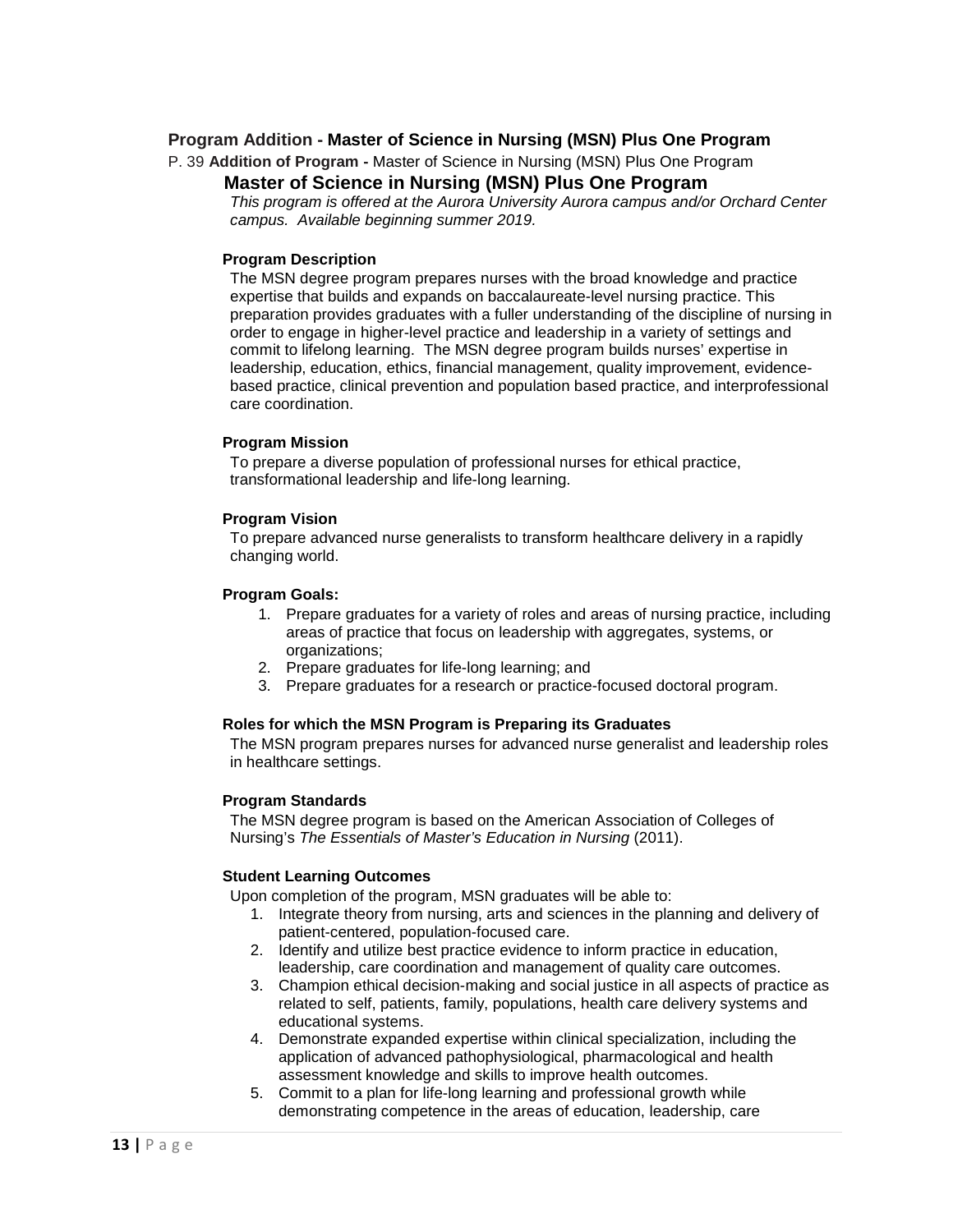## Program Addition - Master of Science in Nursing (MSN) Plus One Program

P. 39 **Addition of Program -** Master of Science in Nursing (MSN) Plus One Program

### Master of Science in Nursing (MSN) Plus One Program

*This program is offered at the Aurora University Aurora campus and/or Orchard Center campus. Available beginning summer 2019.*

**Program Description**

The MSN degree program prepares nurses with the broad knowledge and practice expertise that builds and expands on baccalaureate-level nursing practice. This preparation provides graduates with a fuller understanding of the discipline of nursing in order to engage in higher-level practice and leadership in a variety of settings and commit to lifelong learning. The MSN degree program builds nurses' expertise in leadership, education, ethics, financial management, quality improvement, evidence-based practice, clinical prevention and population based practice, and interprofessional care coordination.

**Program Mission**

To prepare a diverse population of professional nurses for ethical practice, transformational leadership and life-long learning.

**Program Vision**

To prepare advanced nurse generalists to transform healthcare delivery in a rapidly changing world.

**Program Goals:**

1. Prepare graduates for a variety of roles and areas of nursing practice, including areas of practice that focus on leadership with aggregates, systems, or organizations;
2. Prepare graduates for life-long learning; and
3. Prepare graduates for a research or practice-focused doctoral program.

**Roles for which the MSN Program is Preparing its Graduates**

The MSN program prepares nurses for advanced nurse generalist and leadership roles in healthcare settings.

**Program Standards**

The MSN degree program is based on the American Association of Colleges of Nursing's *The Essentials of Master's Education in Nursing* (2011).

**Student Learning Outcomes**

Upon completion of the program, MSN graduates will be able to:

1. Integrate theory from nursing, arts and sciences in the planning and delivery of patient-centered, population-focused care.
2. Identify and utilize best practice evidence to inform practice in education, leadership, care coordination and management of quality care outcomes.
3. Champion ethical decision-making and social justice in all aspects of practice as related to self, patients, family, populations, health care delivery systems and educational systems.
4. Demonstrate expanded expertise within clinical specialization, including the application of advanced pathophysiological, pharmacological and health assessment knowledge and skills to improve health outcomes.
5. Commit to a plan for life-long learning and professional growth while demonstrating competence in the areas of education, leadership, care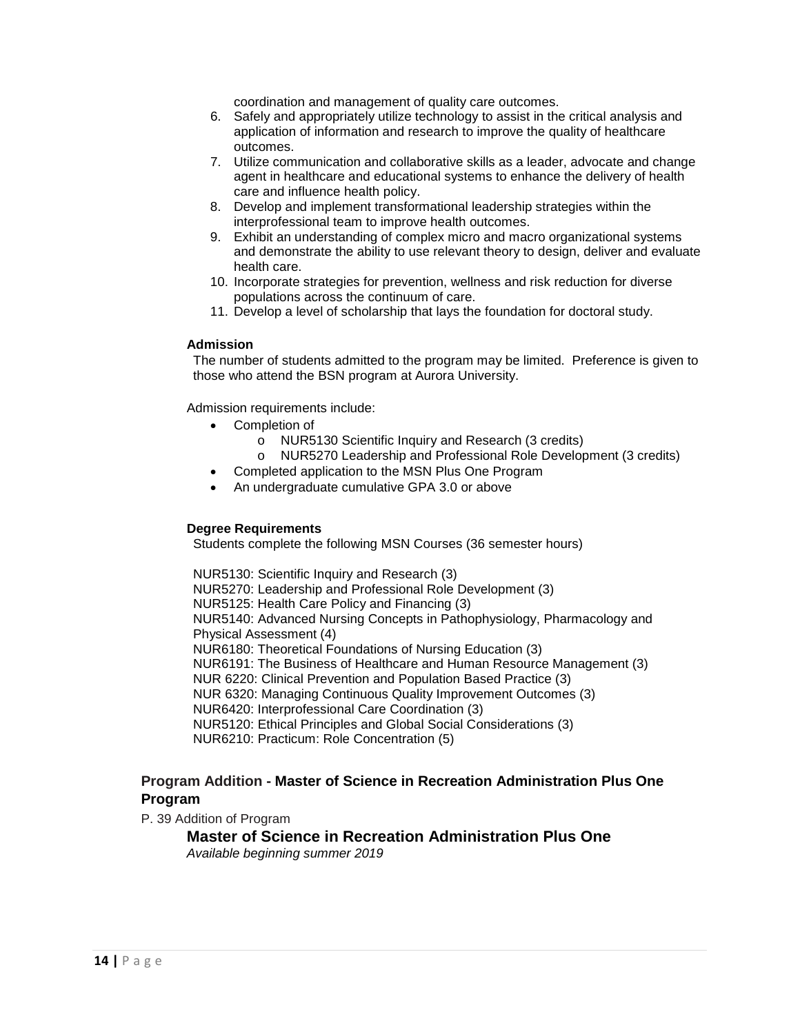coordination and management of quality care outcomes.

6. Safely and appropriately utilize technology to assist in the critical analysis and application of information and research to improve the quality of healthcare outcomes.
7. Utilize communication and collaborative skills as a leader, advocate and change agent in healthcare and educational systems to enhance the delivery of health care and influence health policy.
8. Develop and implement transformational leadership strategies within the interprofessional team to improve health outcomes.
9. Exhibit an understanding of complex micro and macro organizational systems and demonstrate the ability to use relevant theory to design, deliver and evaluate health care.
10. Incorporate strategies for prevention, wellness and risk reduction for diverse populations across the continuum of care.
11. Develop a level of scholarship that lays the foundation for doctoral study.

**Admission**

The number of students admitted to the program may be limited. Preference is given to those who attend the BSN program at Aurora University.

Admission requirements include:

- Completion of
  - NUR5130 Scientific Inquiry and Research (3 credits)
  - NUR5270 Leadership and Professional Role Development (3 credits)
- Completed application to the MSN Plus One Program
- An undergraduate cumulative GPA 3.0 or above

**Degree Requirements**

Students complete the following MSN Courses (36 semester hours)

NUR5130: Scientific Inquiry and Research (3)
NUR5270: Leadership and Professional Role Development (3)
NUR5125: Health Care Policy and Financing (3)
NUR5140: Advanced Nursing Concepts in Pathophysiology, Pharmacology and Physical Assessment (4)
NUR6180: Theoretical Foundations of Nursing Education (3)
NUR6191: The Business of Healthcare and Human Resource Management (3)
NUR 6220: Clinical Prevention and Population Based Practice (3)
NUR 6320: Managing Continuous Quality Improvement Outcomes (3)
NUR6420: Interprofessional Care Coordination (3)
NUR5120: Ethical Principles and Global Social Considerations (3)
NUR6210: Practicum: Role Concentration (5)

## Program Addition - Master of Science in Recreation Administration Plus One Program

P. 39 Addition of Program

### Master of Science in Recreation Administration Plus One

*Available beginning summer 2019*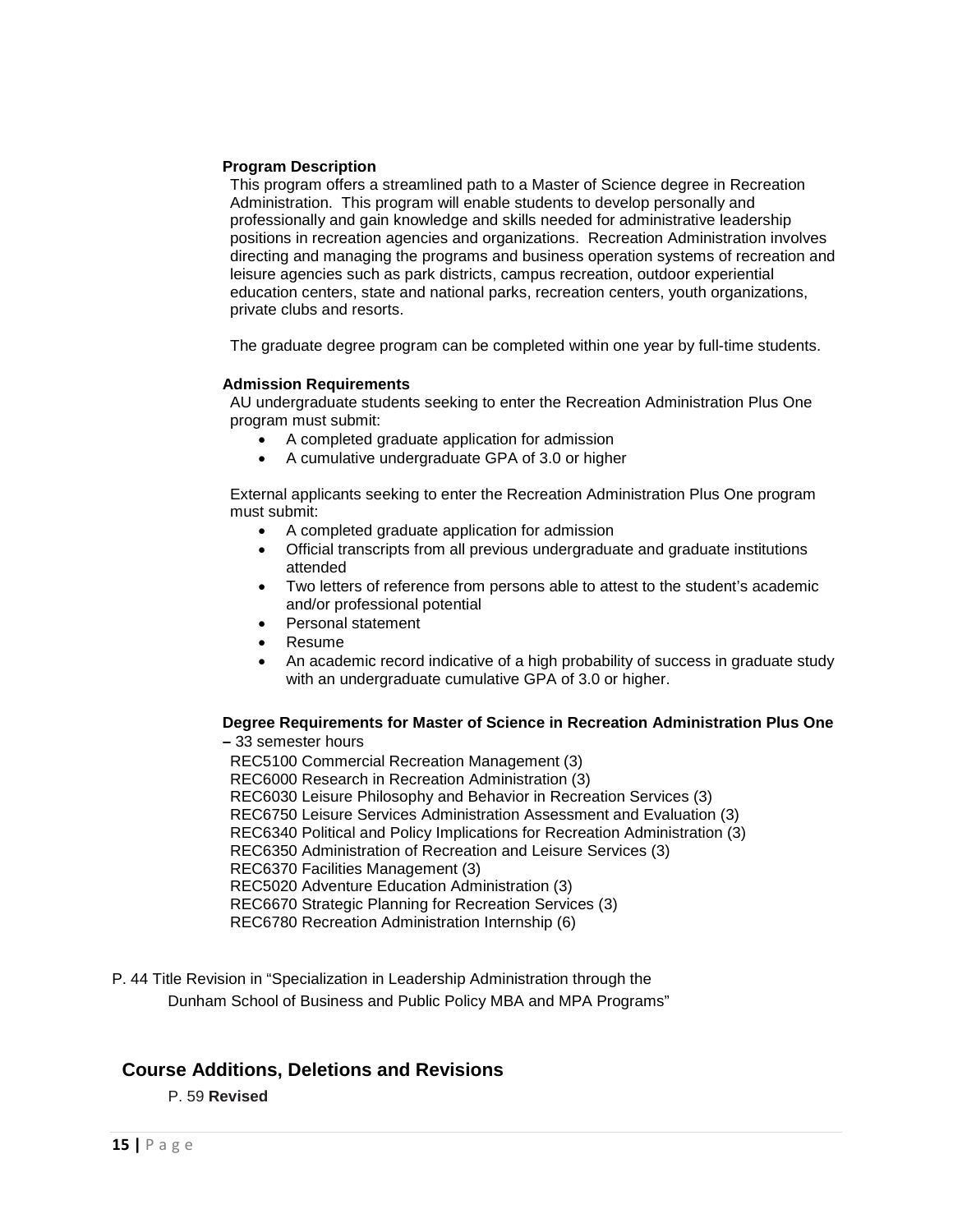**Program Description**

This program offers a streamlined path to a Master of Science degree in Recreation Administration. This program will enable students to develop personally and professionally and gain knowledge and skills needed for administrative leadership positions in recreation agencies and organizations. Recreation Administration involves directing and managing the programs and business operation systems of recreation and leisure agencies such as park districts, campus recreation, outdoor experiential education centers, state and national parks, recreation centers, youth organizations, private clubs and resorts.

The graduate degree program can be completed within one year by full-time students.

**Admission Requirements**

AU undergraduate students seeking to enter the Recreation Administration Plus One program must submit:

- A completed graduate application for admission
- A cumulative undergraduate GPA of 3.0 or higher

External applicants seeking to enter the Recreation Administration Plus One program must submit:

- A completed graduate application for admission
- Official transcripts from all previous undergraduate and graduate institutions attended
- Two letters of reference from persons able to attest to the student's academic and/or professional potential
- Personal statement
- Resume
- An academic record indicative of a high probability of success in graduate study with an undergraduate cumulative GPA of 3.0 or higher.

**Degree Requirements for Master of Science in Recreation Administration Plus One –** 33 semester hours

REC5100 Commercial Recreation Management (3)
REC6000 Research in Recreation Administration (3)
REC6030 Leisure Philosophy and Behavior in Recreation Services (3)
REC6750 Leisure Services Administration Assessment and Evaluation (3)
REC6340 Political and Policy Implications for Recreation Administration (3)
REC6350 Administration of Recreation and Leisure Services (3)
REC6370 Facilities Management (3)
REC5020 Adventure Education Administration (3)
REC6670 Strategic Planning for Recreation Services (3)
REC6780 Recreation Administration Internship (6)

P. 44 Title Revision in "Specialization in Leadership Administration through the Dunham School of Business and Public Policy MBA and MPA Programs"

## Course Additions, Deletions and Revisions

P. 59 **Revised**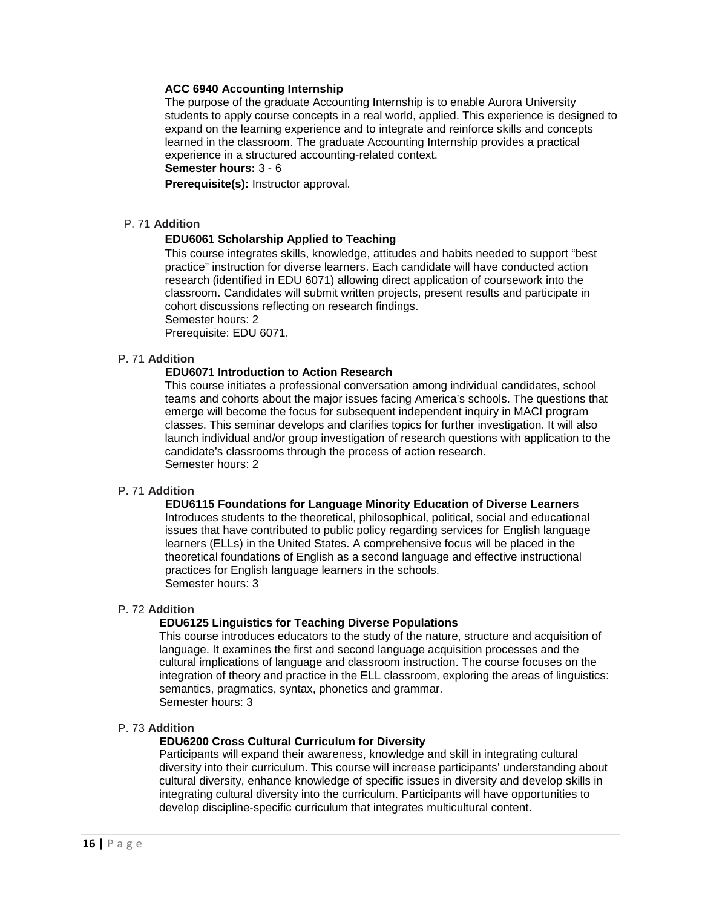**ACC 6940 Accounting Internship**

The purpose of the graduate Accounting Internship is to enable Aurora University students to apply course concepts in a real world, applied. This experience is designed to expand on the learning experience and to integrate and reinforce skills and concepts learned in the classroom. The graduate Accounting Internship provides a practical experience in a structured accounting-related context.

**Semester hours:** 3 - 6

**Prerequisite(s):** Instructor approval.

P. 71 **Addition**

**EDU6061 Scholarship Applied to Teaching**

This course integrates skills, knowledge, attitudes and habits needed to support "best practice" instruction for diverse learners. Each candidate will have conducted action research (identified in EDU 6071) allowing direct application of coursework into the classroom. Candidates will submit written projects, present results and participate in cohort discussions reflecting on research findings.

Semester hours: 2

Prerequisite: EDU 6071.

P. 71 **Addition**

**EDU6071 Introduction to Action Research**

This course initiates a professional conversation among individual candidates, school teams and cohorts about the major issues facing America's schools. The questions that emerge will become the focus for subsequent independent inquiry in MACI program classes. This seminar develops and clarifies topics for further investigation. It will also launch individual and/or group investigation of research questions with application to the candidate's classrooms through the process of action research.

Semester hours: 2

P. 71 **Addition**

**EDU6115 Foundations for Language Minority Education of Diverse Learners**

Introduces students to the theoretical, philosophical, political, social and educational issues that have contributed to public policy regarding services for English language learners (ELLs) in the United States. A comprehensive focus will be placed in the theoretical foundations of English as a second language and effective instructional practices for English language learners in the schools.

Semester hours: 3

P. 72 **Addition**

**EDU6125 Linguistics for Teaching Diverse Populations**

This course introduces educators to the study of the nature, structure and acquisition of language. It examines the first and second language acquisition processes and the cultural implications of language and classroom instruction. The course focuses on the integration of theory and practice in the ELL classroom, exploring the areas of linguistics: semantics, pragmatics, syntax, phonetics and grammar.

Semester hours: 3

P. 73 **Addition**

**EDU6200 Cross Cultural Curriculum for Diversity**

Participants will expand their awareness, knowledge and skill in integrating cultural diversity into their curriculum. This course will increase participants' understanding about cultural diversity, enhance knowledge of specific issues in diversity and develop skills in integrating cultural diversity into the curriculum. Participants will have opportunities to develop discipline-specific curriculum that integrates multicultural content.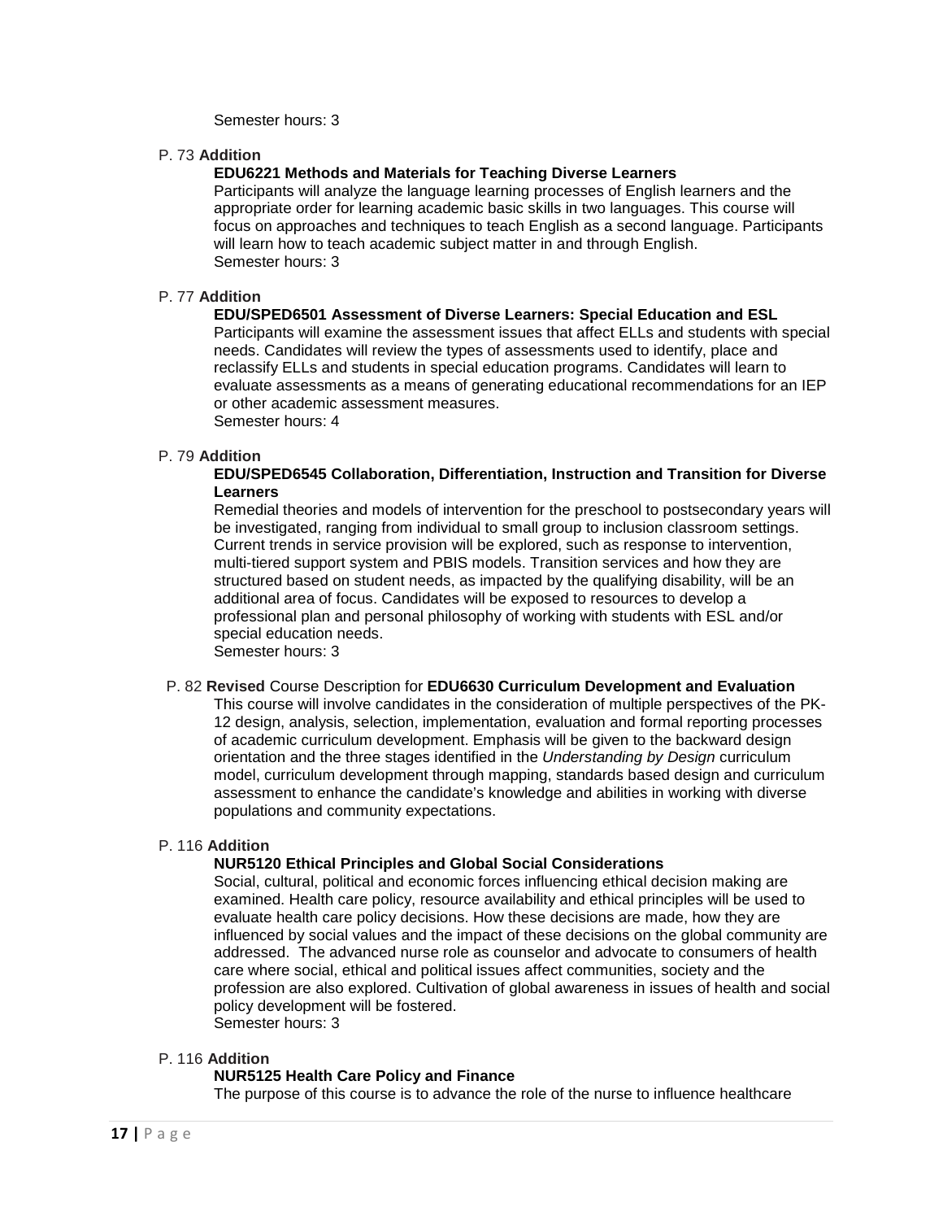Semester hours: 3

P. 73 **Addition**

**EDU6221 Methods and Materials for Teaching Diverse Learners**

Participants will analyze the language learning processes of English learners and the appropriate order for learning academic basic skills in two languages. This course will focus on approaches and techniques to teach English as a second language. Participants will learn how to teach academic subject matter in and through English.
Semester hours: 3

P. 77 **Addition**

**EDU/SPED6501 Assessment of Diverse Learners: Special Education and ESL**

Participants will examine the assessment issues that affect ELLs and students with special needs. Candidates will review the types of assessments used to identify, place and reclassify ELLs and students in special education programs. Candidates will learn to evaluate assessments as a means of generating educational recommendations for an IEP or other academic assessment measures.
Semester hours: 4

P. 79 **Addition**

**EDU/SPED6545 Collaboration, Differentiation, Instruction and Transition for Diverse Learners**

Remedial theories and models of intervention for the preschool to postsecondary years will be investigated, ranging from individual to small group to inclusion classroom settings. Current trends in service provision will be explored, such as response to intervention, multi-tiered support system and PBIS models. Transition services and how they are structured based on student needs, as impacted by the qualifying disability, will be an additional area of focus. Candidates will be exposed to resources to develop a professional plan and personal philosophy of working with students with ESL and/or special education needs.
Semester hours: 3

P. 82 **Revised** Course Description for **EDU6630 Curriculum Development and Evaluation**

This course will involve candidates in the consideration of multiple perspectives of the PK-12 design, analysis, selection, implementation, evaluation and formal reporting processes of academic curriculum development. Emphasis will be given to the backward design orientation and the three stages identified in the *Understanding by Design* curriculum model, curriculum development through mapping, standards based design and curriculum assessment to enhance the candidate's knowledge and abilities in working with diverse populations and community expectations.

P. 116 **Addition**

**NUR5120 Ethical Principles and Global Social Considerations**

Social, cultural, political and economic forces influencing ethical decision making are examined. Health care policy, resource availability and ethical principles will be used to evaluate health care policy decisions. How these decisions are made, how they are influenced by social values and the impact of these decisions on the global community are addressed. The advanced nurse role as counselor and advocate to consumers of health care where social, ethical and political issues affect communities, society and the profession are also explored. Cultivation of global awareness in issues of health and social policy development will be fostered.
Semester hours: 3

P. 116 **Addition**

**NUR5125 Health Care Policy and Finance**

The purpose of this course is to advance the role of the nurse to influence healthcare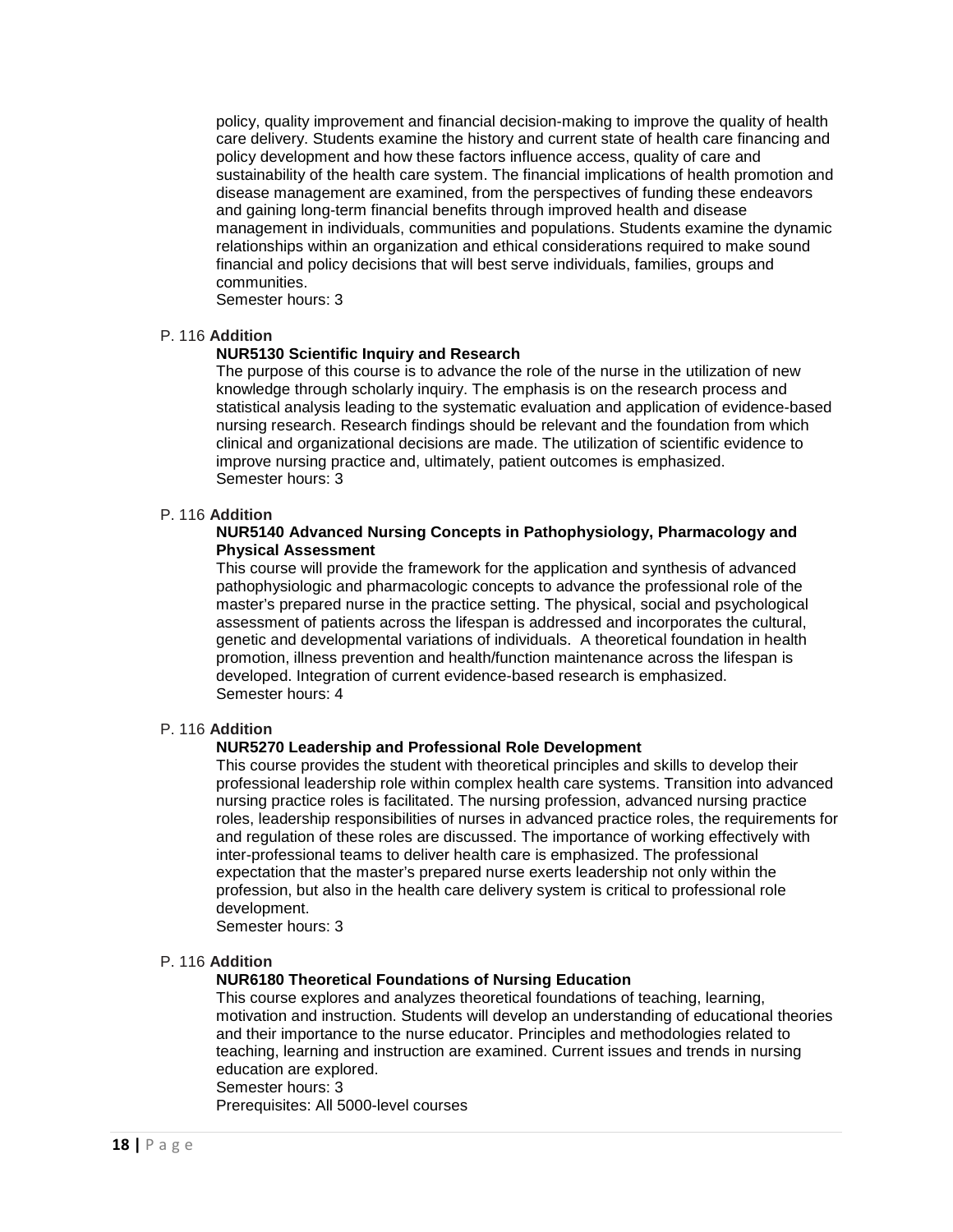policy, quality improvement and financial decision-making to improve the quality of health care delivery. Students examine the history and current state of health care financing and policy development and how these factors influence access, quality of care and sustainability of the health care system. The financial implications of health promotion and disease management are examined, from the perspectives of funding these endeavors and gaining long-term financial benefits through improved health and disease management in individuals, communities and populations. Students examine the dynamic relationships within an organization and ethical considerations required to make sound financial and policy decisions that will best serve individuals, families, groups and communities.
Semester hours: 3

P. 116 **Addition**

**NUR5130 Scientific Inquiry and Research**

The purpose of this course is to advance the role of the nurse in the utilization of new knowledge through scholarly inquiry. The emphasis is on the research process and statistical analysis leading to the systematic evaluation and application of evidence-based nursing research. Research findings should be relevant and the foundation from which clinical and organizational decisions are made. The utilization of scientific evidence to improve nursing practice and, ultimately, patient outcomes is emphasized.
Semester hours: 3

P. 116 **Addition**

**NUR5140 Advanced Nursing Concepts in Pathophysiology, Pharmacology and Physical Assessment**

This course will provide the framework for the application and synthesis of advanced pathophysiologic and pharmacologic concepts to advance the professional role of the master's prepared nurse in the practice setting. The physical, social and psychological assessment of patients across the lifespan is addressed and incorporates the cultural, genetic and developmental variations of individuals. A theoretical foundation in health promotion, illness prevention and health/function maintenance across the lifespan is developed. Integration of current evidence-based research is emphasized.
Semester hours: 4

P. 116 **Addition**

**NUR5270 Leadership and Professional Role Development**

This course provides the student with theoretical principles and skills to develop their professional leadership role within complex health care systems. Transition into advanced nursing practice roles is facilitated. The nursing profession, advanced nursing practice roles, leadership responsibilities of nurses in advanced practice roles, the requirements for and regulation of these roles are discussed. The importance of working effectively with inter-professional teams to deliver health care is emphasized. The professional expectation that the master's prepared nurse exerts leadership not only within the profession, but also in the health care delivery system is critical to professional role development.
Semester hours: 3

P. 116 **Addition**

**NUR6180 Theoretical Foundations of Nursing Education**

This course explores and analyzes theoretical foundations of teaching, learning, motivation and instruction. Students will develop an understanding of educational theories and their importance to the nurse educator. Principles and methodologies related to teaching, learning and instruction are examined. Current issues and trends in nursing education are explored.
Semester hours: 3
Prerequisites: All 5000-level courses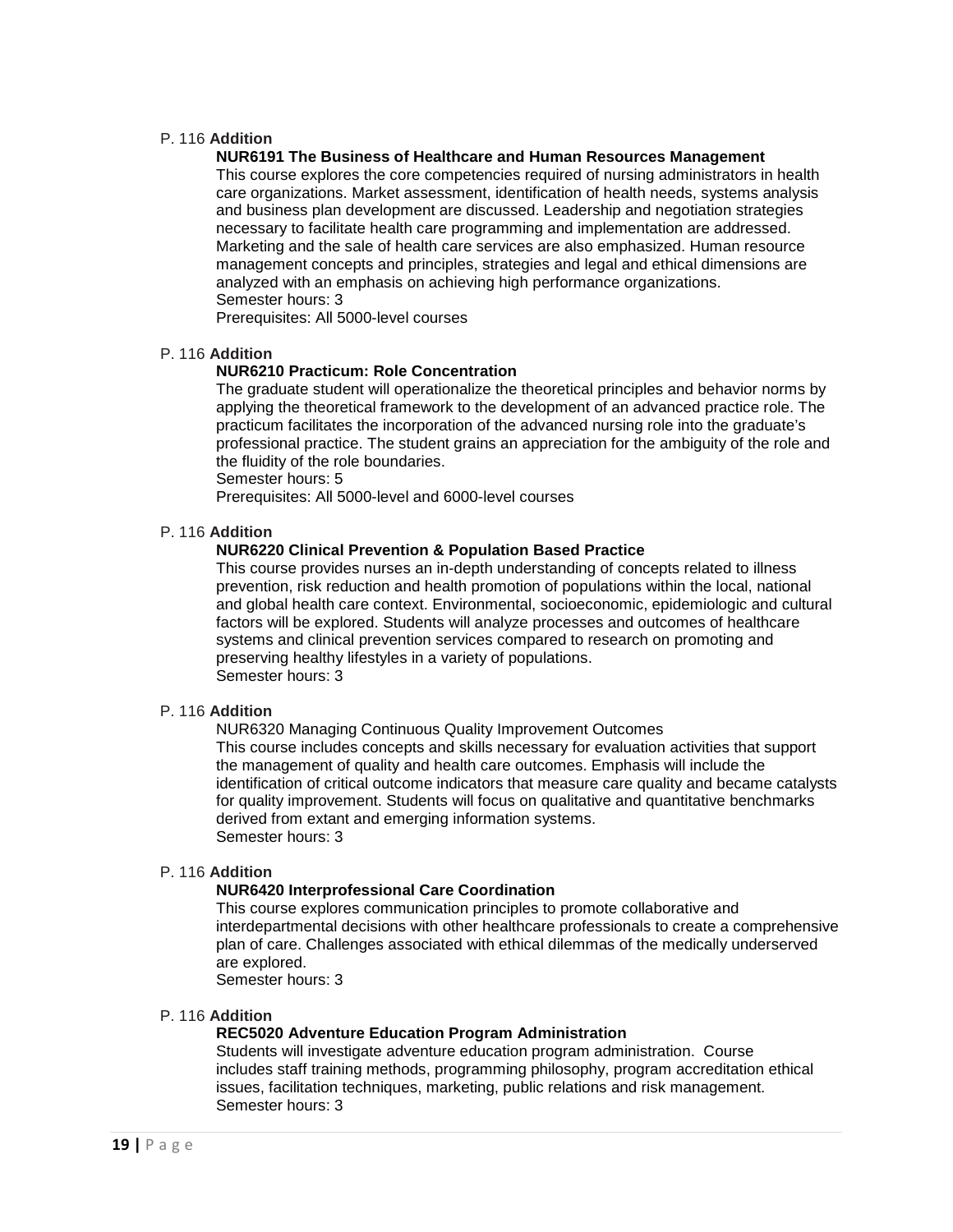P. 116 **Addition**

**NUR6191 The Business of Healthcare and Human Resources Management**

This course explores the core competencies required of nursing administrators in health care organizations. Market assessment, identification of health needs, systems analysis and business plan development are discussed. Leadership and negotiation strategies necessary to facilitate health care programming and implementation are addressed. Marketing and the sale of health care services are also emphasized. Human resource management concepts and principles, strategies and legal and ethical dimensions are analyzed with an emphasis on achieving high performance organizations.
Semester hours: 3
Prerequisites: All 5000-level courses

P. 116 **Addition**

**NUR6210 Practicum: Role Concentration**

The graduate student will operationalize the theoretical principles and behavior norms by applying the theoretical framework to the development of an advanced practice role. The practicum facilitates the incorporation of the advanced nursing role into the graduate's professional practice. The student grains an appreciation for the ambiguity of the role and the fluidity of the role boundaries.
Semester hours: 5
Prerequisites: All 5000-level and 6000-level courses

P. 116 **Addition**

**NUR6220 Clinical Prevention & Population Based Practice**

This course provides nurses an in-depth understanding of concepts related to illness prevention, risk reduction and health promotion of populations within the local, national and global health care context. Environmental, socioeconomic, epidemiologic and cultural factors will be explored. Students will analyze processes and outcomes of healthcare systems and clinical prevention services compared to research on promoting and preserving healthy lifestyles in a variety of populations.
Semester hours: 3

P. 116 **Addition**

NUR6320 Managing Continuous Quality Improvement Outcomes

This course includes concepts and skills necessary for evaluation activities that support the management of quality and health care outcomes. Emphasis will include the identification of critical outcome indicators that measure care quality and became catalysts for quality improvement. Students will focus on qualitative and quantitative benchmarks derived from extant and emerging information systems.
Semester hours: 3

P. 116 **Addition**

**NUR6420 Interprofessional Care Coordination**

This course explores communication principles to promote collaborative and interdepartmental decisions with other healthcare professionals to create a comprehensive plan of care. Challenges associated with ethical dilemmas of the medically underserved are explored.
Semester hours: 3

P. 116 **Addition**

**REC5020 Adventure Education Program Administration**

Students will investigate adventure education program administration. Course includes staff training methods, programming philosophy, program accreditation ethical issues, facilitation techniques, marketing, public relations and risk management.
Semester hours: 3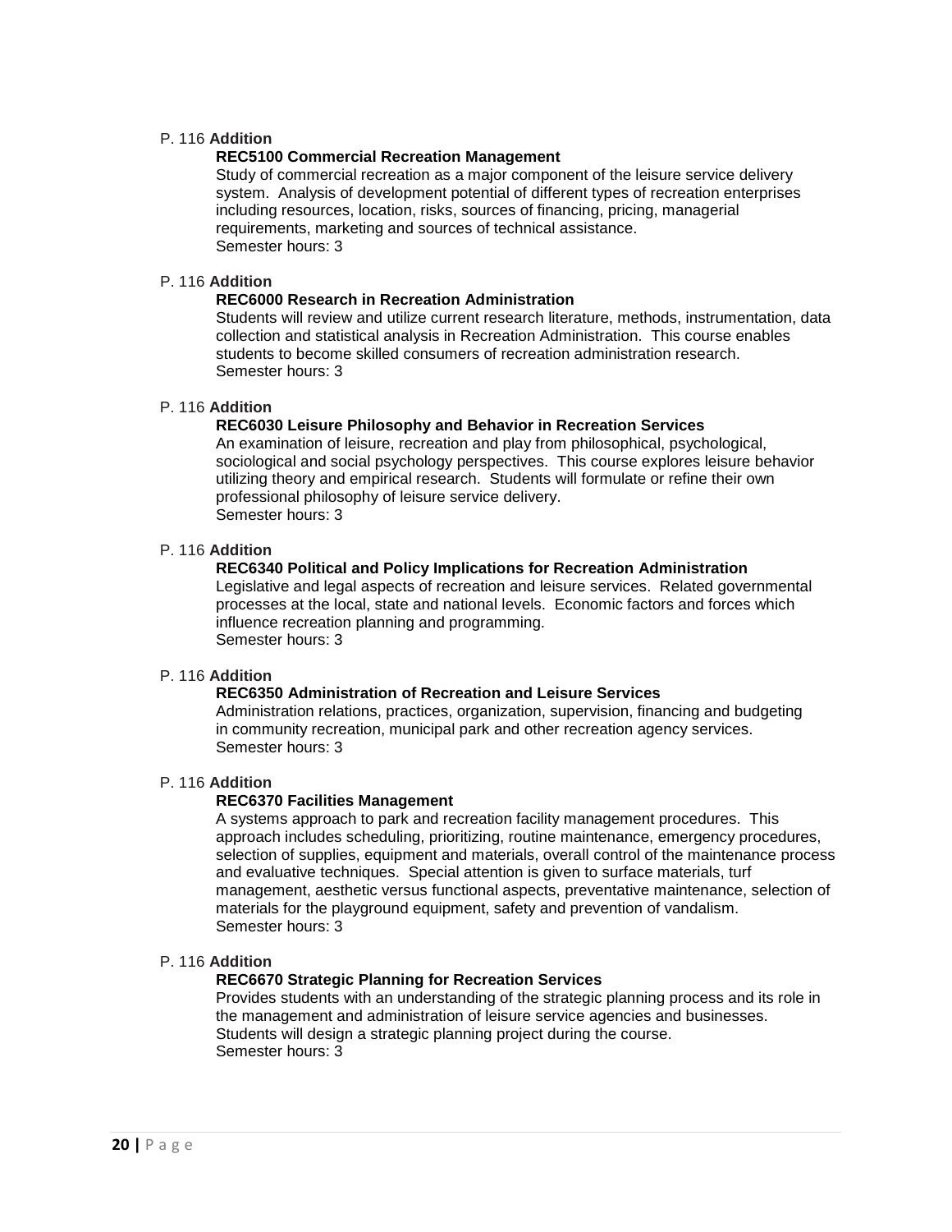P. 116 **Addition**

**REC5100 Commercial Recreation Management**

Study of commercial recreation as a major component of the leisure service delivery system. Analysis of development potential of different types of recreation enterprises including resources, location, risks, sources of financing, pricing, managerial requirements, marketing and sources of technical assistance.
Semester hours: 3

P. 116 **Addition**

**REC6000 Research in Recreation Administration**

Students will review and utilize current research literature, methods, instrumentation, data collection and statistical analysis in Recreation Administration. This course enables students to become skilled consumers of recreation administration research.
Semester hours: 3

P. 116 **Addition**

**REC6030 Leisure Philosophy and Behavior in Recreation Services**

An examination of leisure, recreation and play from philosophical, psychological, sociological and social psychology perspectives. This course explores leisure behavior utilizing theory and empirical research. Students will formulate or refine their own professional philosophy of leisure service delivery.
Semester hours: 3

P. 116 **Addition**

**REC6340 Political and Policy Implications for Recreation Administration**

Legislative and legal aspects of recreation and leisure services. Related governmental processes at the local, state and national levels. Economic factors and forces which influence recreation planning and programming.
Semester hours: 3

P. 116 **Addition**

**REC6350 Administration of Recreation and Leisure Services**

Administration relations, practices, organization, supervision, financing and budgeting in community recreation, municipal park and other recreation agency services.
Semester hours: 3

P. 116 **Addition**

**REC6370 Facilities Management**

A systems approach to park and recreation facility management procedures. This approach includes scheduling, prioritizing, routine maintenance, emergency procedures, selection of supplies, equipment and materials, overall control of the maintenance process and evaluative techniques. Special attention is given to surface materials, turf management, aesthetic versus functional aspects, preventative maintenance, selection of materials for the playground equipment, safety and prevention of vandalism.
Semester hours: 3

P. 116 **Addition**

**REC6670 Strategic Planning for Recreation Services**

Provides students with an understanding of the strategic planning process and its role in the management and administration of leisure service agencies and businesses. Students will design a strategic planning project during the course.
Semester hours: 3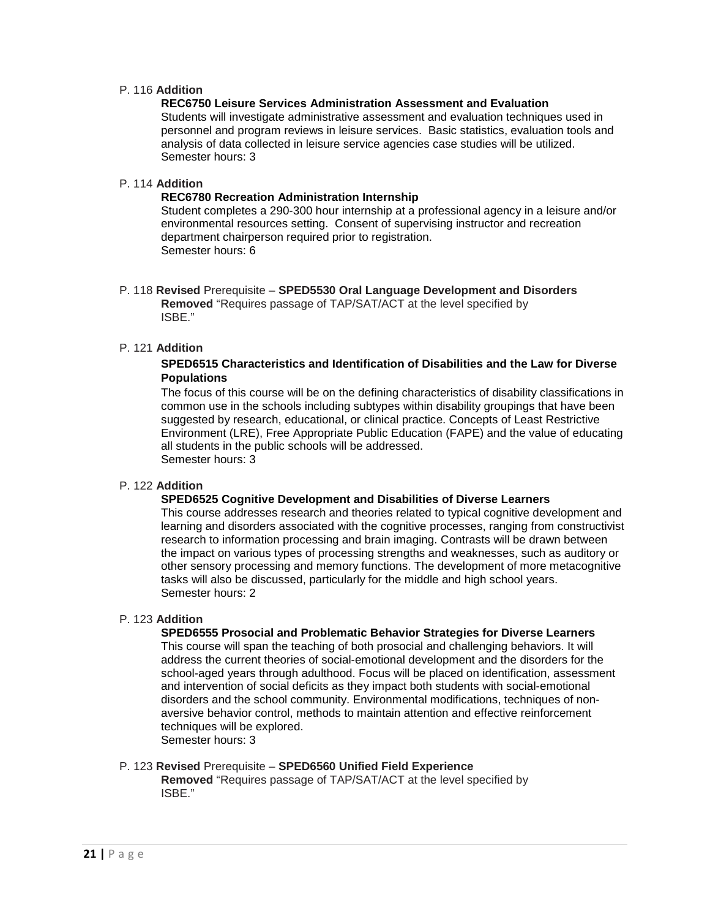P. 116 **Addition**

**REC6750 Leisure Services Administration Assessment and Evaluation**

Students will investigate administrative assessment and evaluation techniques used in personnel and program reviews in leisure services. Basic statistics, evaluation tools and analysis of data collected in leisure service agencies case studies will be utilized.
Semester hours: 3

P. 114 **Addition**

**REC6780 Recreation Administration Internship**

Student completes a 290-300 hour internship at a professional agency in a leisure and/or environmental resources setting. Consent of supervising instructor and recreation department chairperson required prior to registration.
Semester hours: 6

P. 118 **Revised** Prerequisite – **SPED5530 Oral Language Development and Disorders**

**Removed** "Requires passage of TAP/SAT/ACT at the level specified by ISBE."

P. 121 **Addition**

**SPED6515 Characteristics and Identification of Disabilities and the Law for Diverse Populations**

The focus of this course will be on the defining characteristics of disability classifications in common use in the schools including subtypes within disability groupings that have been suggested by research, educational, or clinical practice. Concepts of Least Restrictive Environment (LRE), Free Appropriate Public Education (FAPE) and the value of educating all students in the public schools will be addressed.
Semester hours: 3

P. 122 **Addition**

**SPED6525 Cognitive Development and Disabilities of Diverse Learners**

This course addresses research and theories related to typical cognitive development and learning and disorders associated with the cognitive processes, ranging from constructivist research to information processing and brain imaging. Contrasts will be drawn between the impact on various types of processing strengths and weaknesses, such as auditory or other sensory processing and memory functions. The development of more metacognitive tasks will also be discussed, particularly for the middle and high school years.
Semester hours: 2

P. 123 **Addition**

**SPED6555 Prosocial and Problematic Behavior Strategies for Diverse Learners**

This course will span the teaching of both prosocial and challenging behaviors. It will address the current theories of social-emotional development and the disorders for the school-aged years through adulthood. Focus will be placed on identification, assessment and intervention of social deficits as they impact both students with social-emotional disorders and the school community. Environmental modifications, techniques of non-aversive behavior control, methods to maintain attention and effective reinforcement techniques will be explored.
Semester hours: 3

P. 123 **Revised** Prerequisite – **SPED6560 Unified Field Experience**

**Removed** "Requires passage of TAP/SAT/ACT at the level specified by ISBE."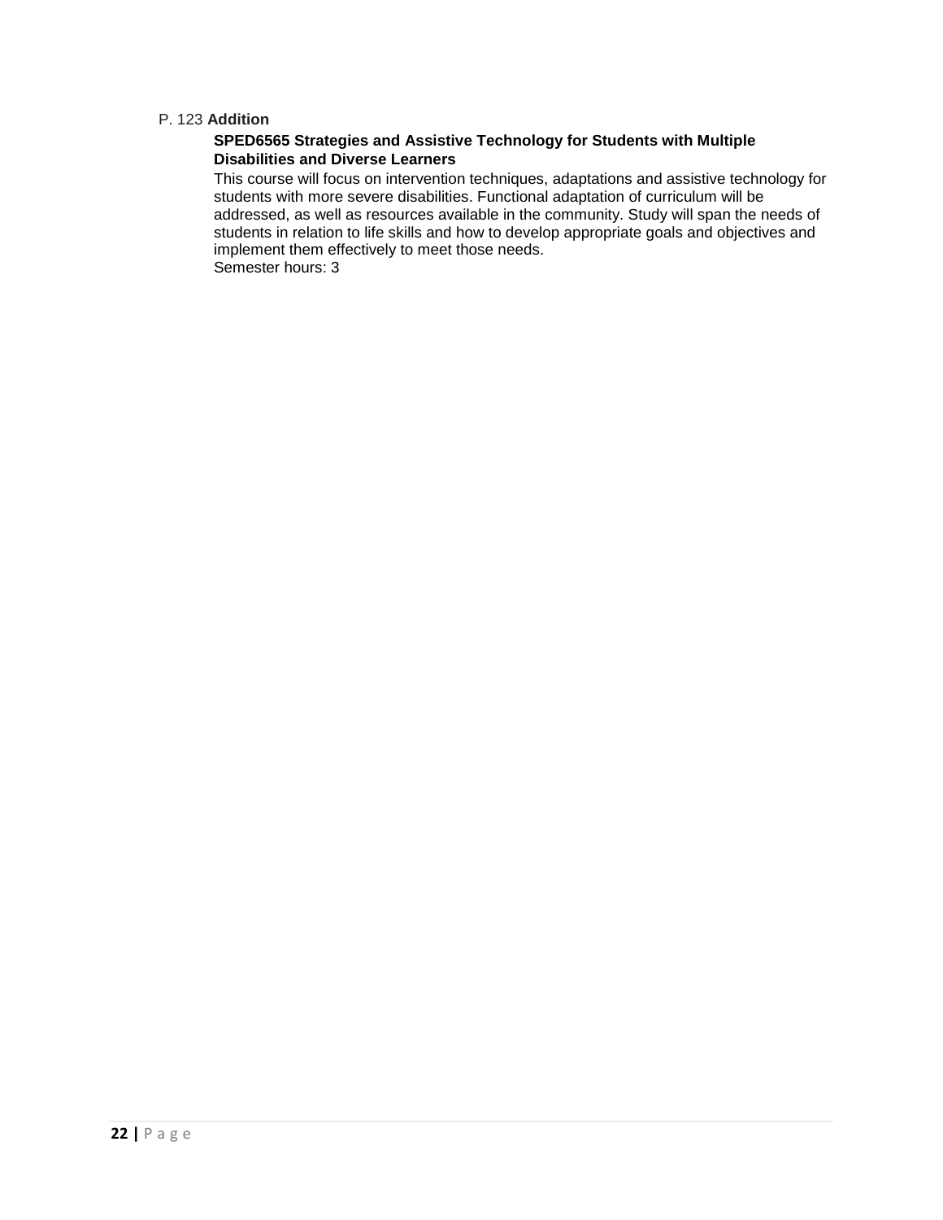P. 123 **Addition**

**SPED6565 Strategies and Assistive Technology for Students with Multiple Disabilities and Diverse Learners**

This course will focus on intervention techniques, adaptations and assistive technology for students with more severe disabilities. Functional adaptation of curriculum will be addressed, as well as resources available in the community. Study will span the needs of students in relation to life skills and how to develop appropriate goals and objectives and implement them effectively to meet those needs.
Semester hours: 3